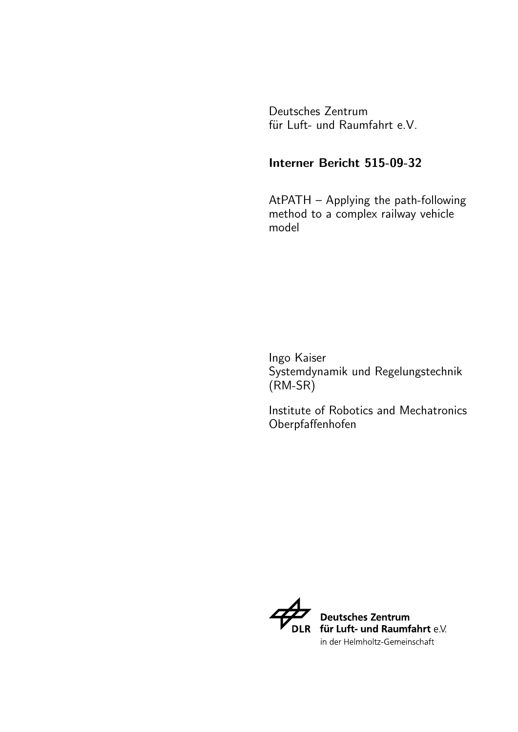Deutsches Zentrum
für Luft- und Raumfahrt e.V.

**Interner Bericht 515-09-32**

AtPATH – Applying the path-following method to a complex railway vehicle model

Ingo Kaiser
Systemdynamik und Regelungstechnik (RM-SR)

Institute of Robotics and Mechatronics
Oberpfaffenhofen

**Deutsches Zentrum für Luft- und Raumfahrt** e.V.
in der Helmholtz-Gemeinschaft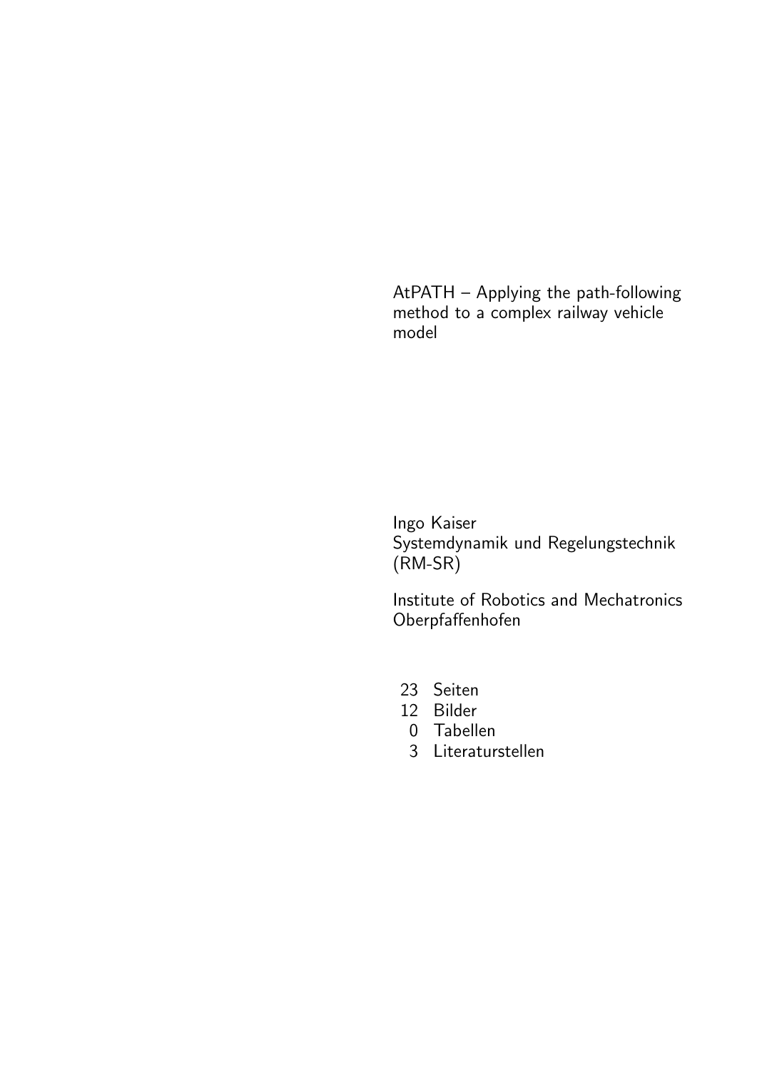AtPATH – Applying the path-following method to a complex railway vehicle model

Ingo Kaiser
Systemdynamik und Regelungstechnik (RM-SR)

Institute of Robotics and Mechatronics
Oberpfaffenhofen

23 Seiten
12 Bilder
0 Tabellen
3 Literaturstellen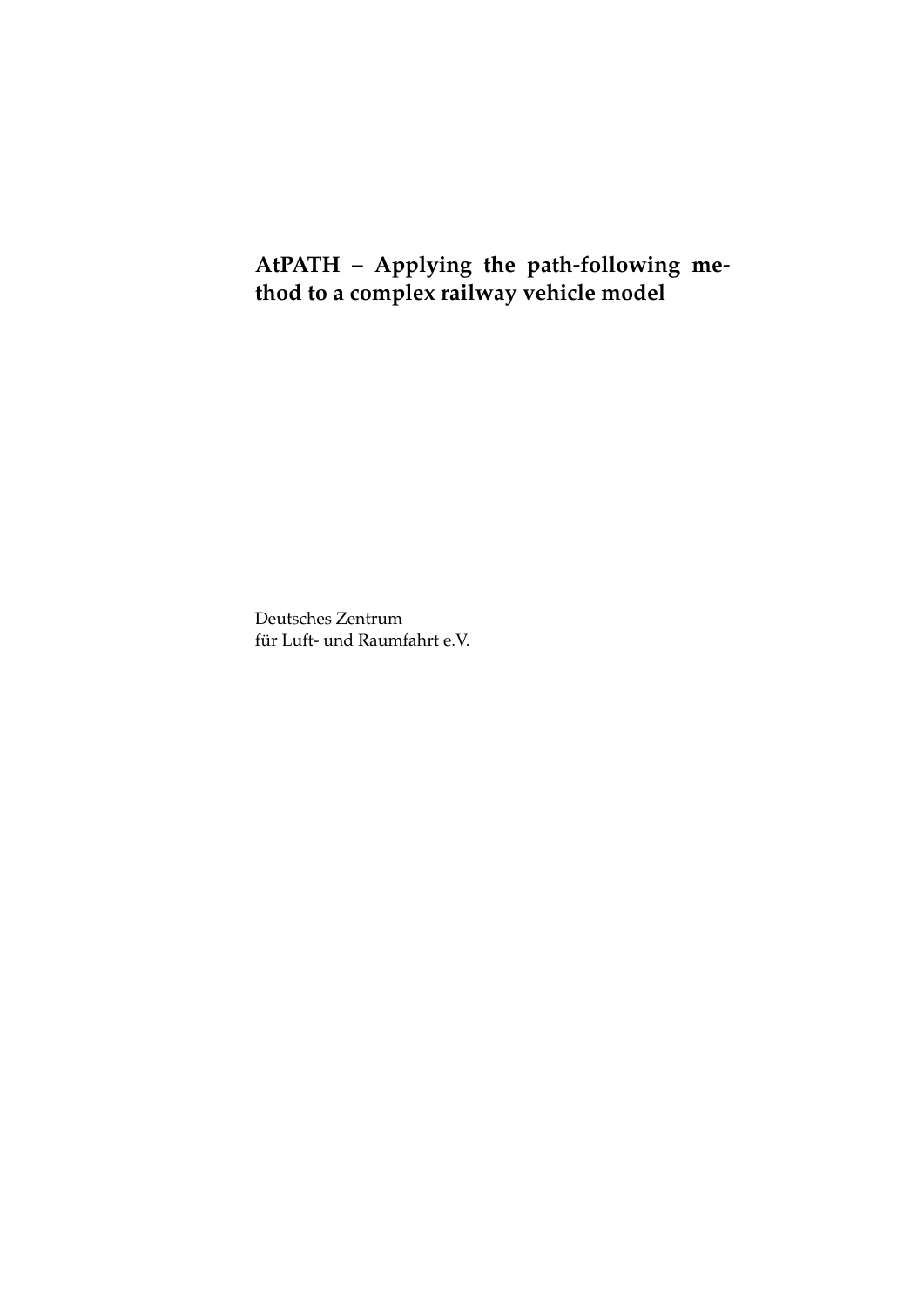**AtPATH – Applying the path-following method to a complex railway vehicle model**

Deutsches Zentrum
für Luft- und Raumfahrt e.V.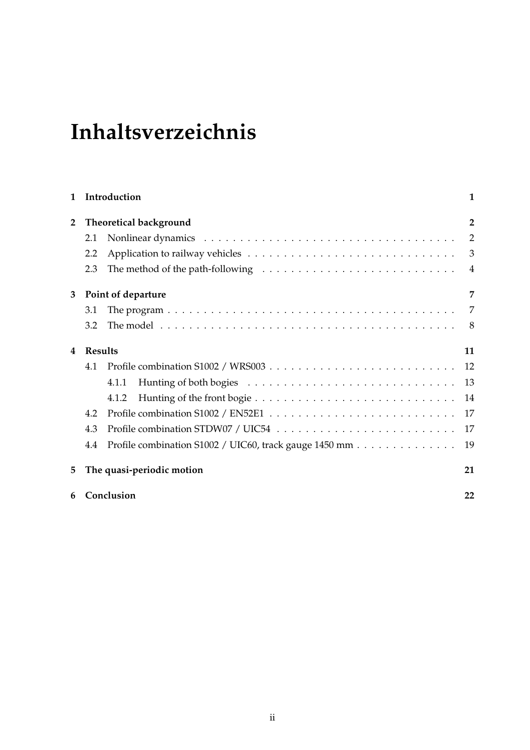# Inhaltsverzeichnis

**1 Introduction** **1**

**2 Theoretical background** **2**

- 2.1 Nonlinear dynamics . . . . . . . . . . . . . . . . . . . . . . . . . . . . . . . . . . . 2
- 2.2 Application to railway vehicles . . . . . . . . . . . . . . . . . . . . . . . . . . . . 3
- 2.3 The method of the path-following . . . . . . . . . . . . . . . . . . . . . . . . . . 4

**3 Point of departure** **7**

- 3.1 The program . . . . . . . . . . . . . . . . . . . . . . . . . . . . . . . . . . . . . . . 7
- 3.2 The model . . . . . . . . . . . . . . . . . . . . . . . . . . . . . . . . . . . . . . . . 8

**4 Results** **11**

- 4.1 Profile combination S1002 / WRS003 . . . . . . . . . . . . . . . . . . . . . . . . 12
  - 4.1.1 Hunting of both bogies . . . . . . . . . . . . . . . . . . . . . . . . . . . . 13
  - 4.1.2 Hunting of the front bogie . . . . . . . . . . . . . . . . . . . . . . . . . . 14
- 4.2 Profile combination S1002 / EN52E1 . . . . . . . . . . . . . . . . . . . . . . . . 17
- 4.3 Profile combination STDW07 / UIC54 . . . . . . . . . . . . . . . . . . . . . . . . 17
- 4.4 Profile combination S1002 / UIC60, track gauge 1450 mm . . . . . . . . . . . . . 19

**5 The quasi-periodic motion** **21**

**6 Conclusion** **22**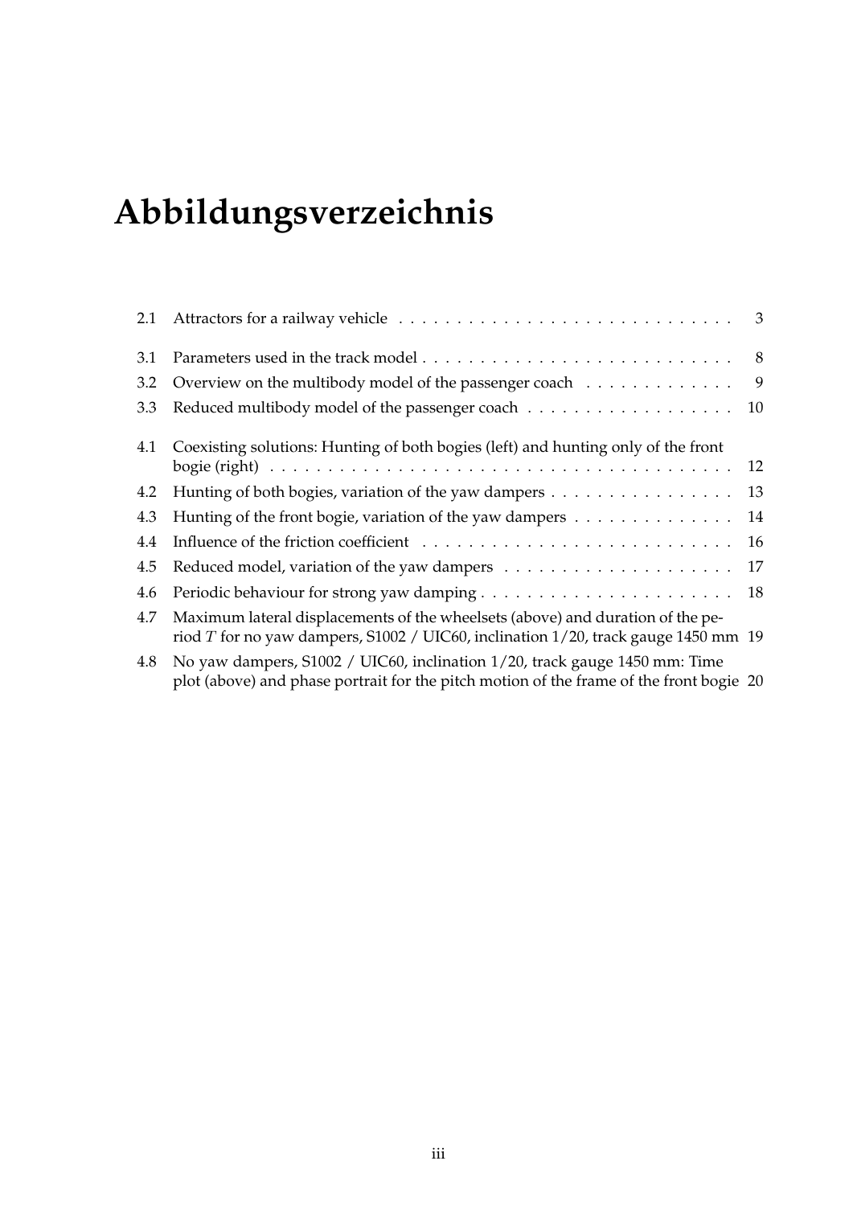# Abbildungsverzeichnis

2.1 Attractors for a railway vehicle . . . . . . . . . . . . . . . . . . . . . . . . . . . . 3

3.1 Parameters used in the track model . . . . . . . . . . . . . . . . . . . . . . . . . . 8

3.2 Overview on the multibody model of the passenger coach . . . . . . . . . . . . 9

3.3 Reduced multibody model of the passenger coach . . . . . . . . . . . . . . . . . 10

4.1 Coexisting solutions: Hunting of both bogies (left) and hunting only of the front bogie (right) . . . . . . . . . . . . . . . . . . . . . . . . . . . . . . . . . . . . . . . 12

4.2 Hunting of both bogies, variation of the yaw dampers . . . . . . . . . . . . . . . 13

4.3 Hunting of the front bogie, variation of the yaw dampers . . . . . . . . . . . . . 14

4.4 Influence of the friction coefficient . . . . . . . . . . . . . . . . . . . . . . . . . . 16

4.5 Reduced model, variation of the yaw dampers . . . . . . . . . . . . . . . . . . . 17

4.6 Periodic behaviour for strong yaw damping . . . . . . . . . . . . . . . . . . . . . 18

4.7 Maximum lateral displacements of the wheelsets (above) and duration of the period $T$ for no yaw dampers, S1002 / UIC60, inclination 1/20, track gauge 1450 mm 19

4.8 No yaw dampers, S1002 / UIC60, inclination 1/20, track gauge 1450 mm: Time plot (above) and phase portrait for the pitch motion of the frame of the front bogie 20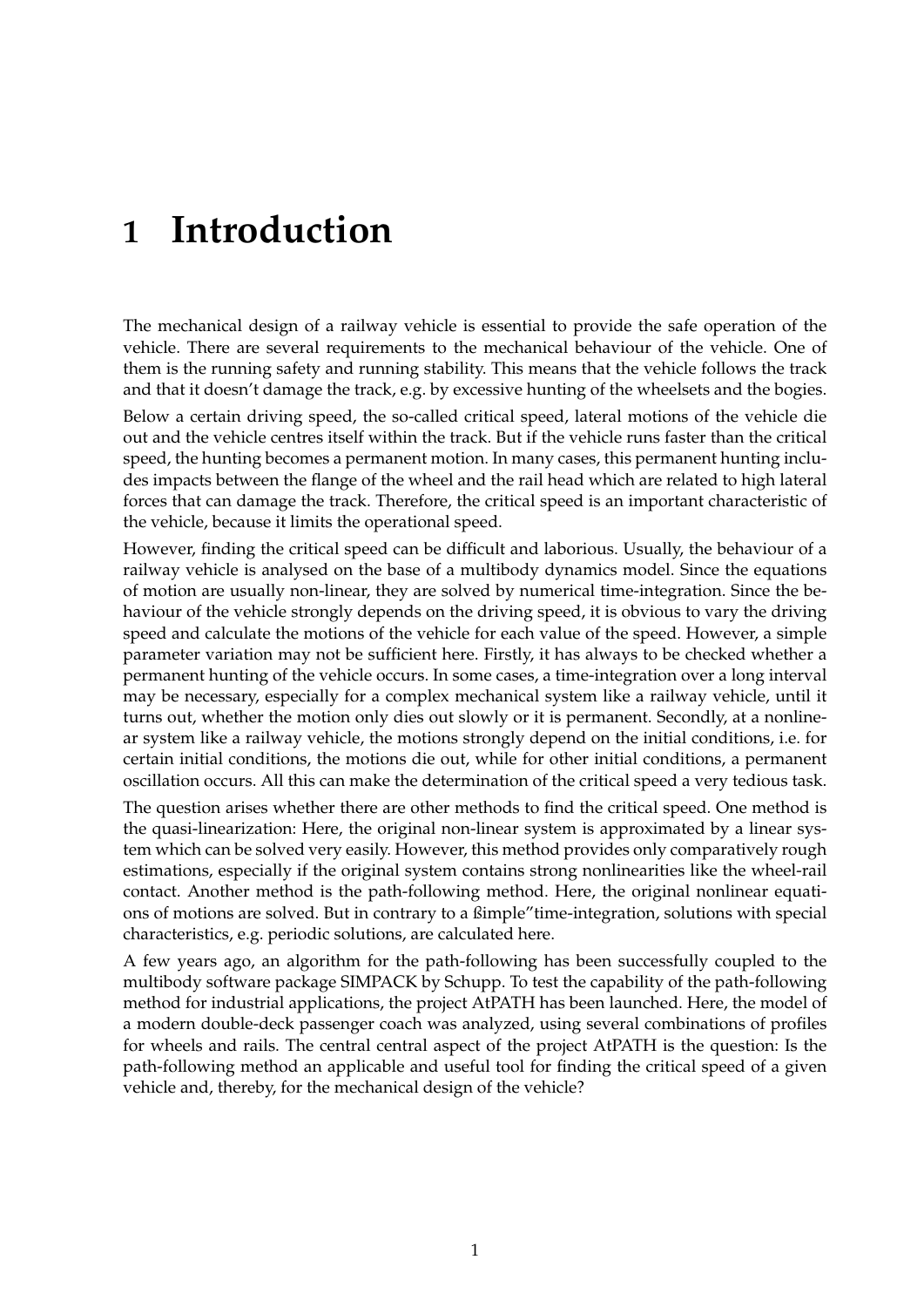# 1 Introduction

The mechanical design of a railway vehicle is essential to provide the safe operation of the vehicle. There are several requirements to the mechanical behaviour of the vehicle. One of them is the running safety and running stability. This means that the vehicle follows the track and that it doesn't damage the track, e.g. by excessive hunting of the wheelsets and the bogies.

Below a certain driving speed, the so-called critical speed, lateral motions of the vehicle die out and the vehicle centres itself within the track. But if the vehicle runs faster than the critical speed, the hunting becomes a permanent motion. In many cases, this permanent hunting includes impacts between the flange of the wheel and the rail head which are related to high lateral forces that can damage the track. Therefore, the critical speed is an important characteristic of the vehicle, because it limits the operational speed.

However, finding the critical speed can be difficult and laborious. Usually, the behaviour of a railway vehicle is analysed on the base of a multibody dynamics model. Since the equations of motion are usually non-linear, they are solved by numerical time-integration. Since the behaviour of the vehicle strongly depends on the driving speed, it is obvious to vary the driving speed and calculate the motions of the vehicle for each value of the speed. However, a simple parameter variation may not be sufficient here. Firstly, it has always to be checked whether a permanent hunting of the vehicle occurs. In some cases, a time-integration over a long interval may be necessary, especially for a complex mechanical system like a railway vehicle, until it turns out, whether the motion only dies out slowly or it is permanent. Secondly, at a nonlinear system like a railway vehicle, the motions strongly depend on the initial conditions, i.e. for certain initial conditions, the motions die out, while for other initial conditions, a permanent oscillation occurs. All this can make the determination of the critical speed a very tedious task.

The question arises whether there are other methods to find the critical speed. One method is the quasi-linearization: Here, the original non-linear system is approximated by a linear system which can be solved very easily. However, this method provides only comparatively rough estimations, especially if the original system contains strong nonlinearities like the wheel-rail contact. Another method is the path-following method. Here, the original nonlinear equations of motions are solved. But in contrary to a ßimple"time-integration, solutions with special characteristics, e.g. periodic solutions, are calculated here.

A few years ago, an algorithm for the path-following has been successfully coupled to the multibody software package SIMPACK by Schupp. To test the capability of the path-following method for industrial applications, the project AtPATH has been launched. Here, the model of a modern double-deck passenger coach was analyzed, using several combinations of profiles for wheels and rails. The central central aspect of the project AtPATH is the question: Is the path-following method an applicable and useful tool for finding the critical speed of a given vehicle and, thereby, for the mechanical design of the vehicle?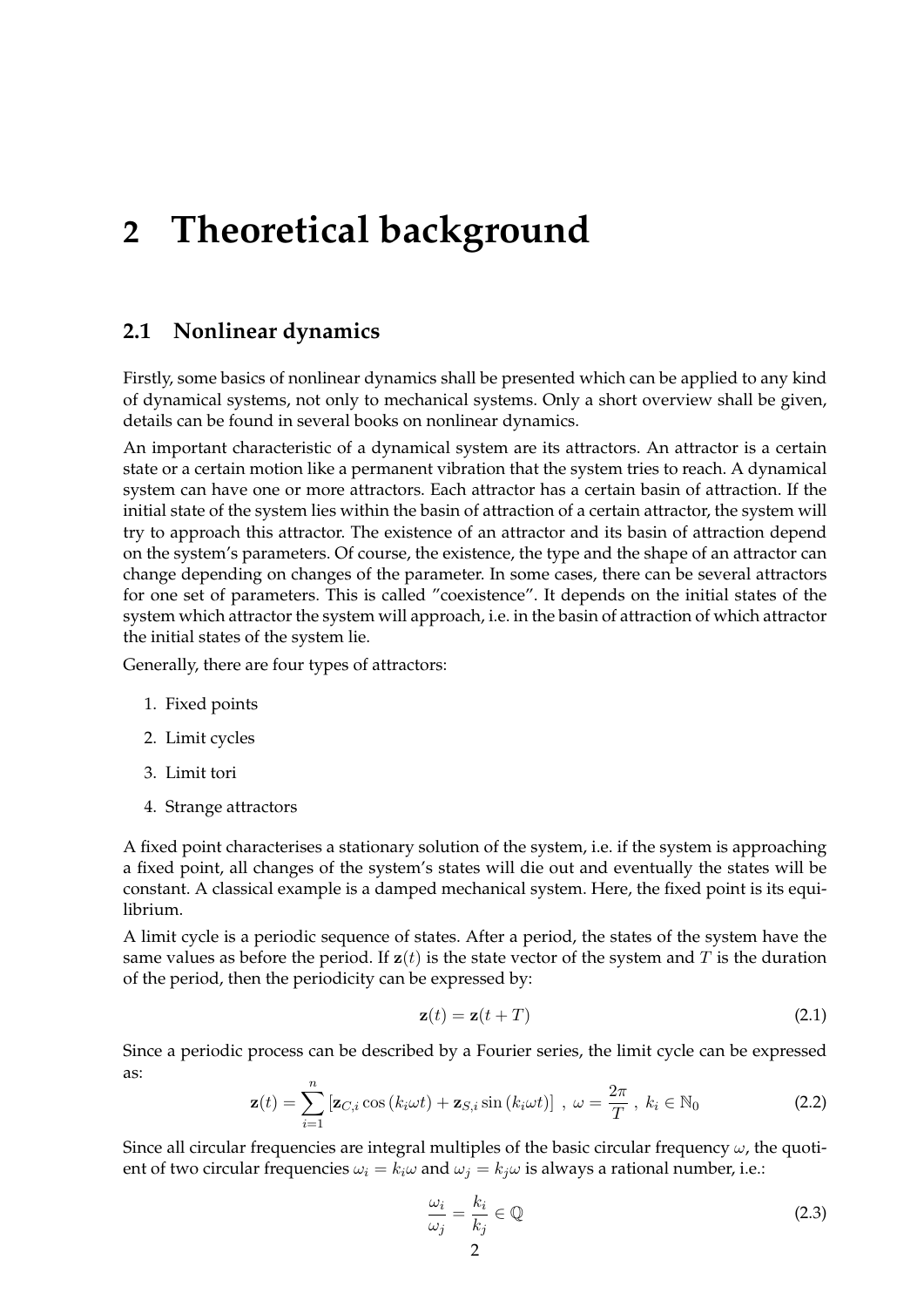# 2 Theoretical background

## 2.1 Nonlinear dynamics

Firstly, some basics of nonlinear dynamics shall be presented which can be applied to any kind of dynamical systems, not only to mechanical systems. Only a short overview shall be given, details can be found in several books on nonlinear dynamics.

An important characteristic of a dynamical system are its attractors. An attractor is a certain state or a certain motion like a permanent vibration that the system tries to reach. A dynamical system can have one or more attractors. Each attractor has a certain basin of attraction. If the initial state of the system lies within the basin of attraction of a certain attractor, the system will try to approach this attractor. The existence of an attractor and its basin of attraction depend on the system's parameters. Of course, the existence, the type and the shape of an attractor can change depending on changes of the parameter. In some cases, there can be several attractors for one set of parameters. This is called "coexistence". It depends on the initial states of the system which attractor the system will approach, i.e. in the basin of attraction of which attractor the initial states of the system lie.

Generally, there are four types of attractors:

1. Fixed points
2. Limit cycles
3. Limit tori
4. Strange attractors

A fixed point characterises a stationary solution of the system, i.e. if the system is approaching a fixed point, all changes of the system's states will die out and eventually the states will be constant. A classical example is a damped mechanical system. Here, the fixed point is its equilibrium.

A limit cycle is a periodic sequence of states. After a period, the states of the system have the same values as before the period. If $\mathbf{z}(t)$ is the state vector of the system and $T$ is the duration of the period, then the periodicity can be expressed by:

$$\mathbf{z}(t) = \mathbf{z}(t + T) \tag{2.1}$$

Since a periodic process can be described by a Fourier series, the limit cycle can be expressed as:

$$\mathbf{z}(t) = \sum_{i=1}^{n} \left[ \mathbf{z}_{C,i} \cos(k_i \omega t) + \mathbf{z}_{S,i} \sin(k_i \omega t) \right] \ , \ \omega = \frac{2\pi}{T} \ , \ k_i \in \mathbb{N}_0 \tag{2.2}$$

Since all circular frequencies are integral multiples of the basic circular frequency $\omega$, the quotient of two circular frequencies $\omega_i = k_i \omega$ and $\omega_j = k_j \omega$ is always a rational number, i.e.:

$$\frac{\omega_i}{\omega_j} = \frac{k_i}{k_j} \in \mathbb{Q} \tag{2.3}$$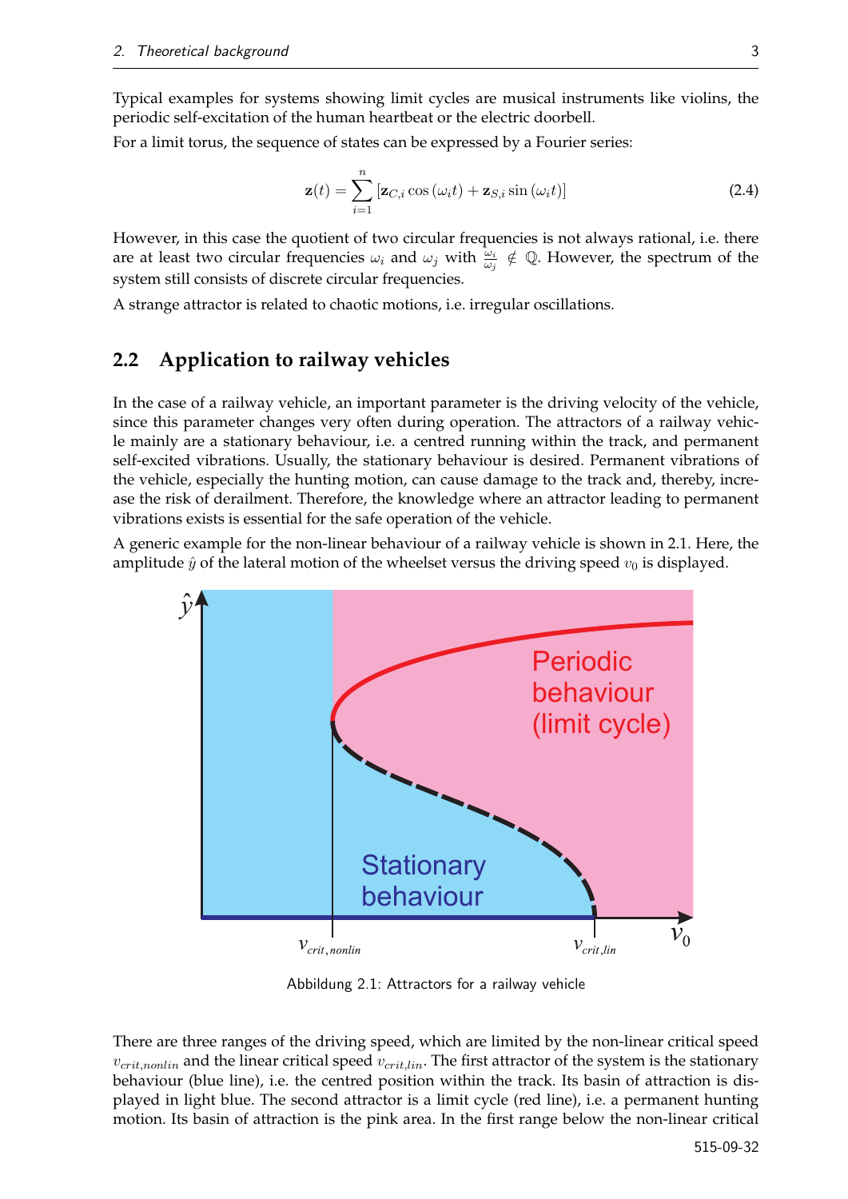Typical examples for systems showing limit cycles are musical instruments like violins, the periodic self-excitation of the human heartbeat or the electric doorbell.

For a limit torus, the sequence of states can be expressed by a Fourier series:

$$\mathbf{z}(t) = \sum_{i=1}^{n} \left[ \mathbf{z}_{C,i} \cos(\omega_i t) + \mathbf{z}_{S,i} \sin(\omega_i t) \right] \tag{2.4}$$

However, in this case the quotient of two circular frequencies is not always rational, i.e. there are at least two circular frequencies $\omega_i$ and $\omega_j$ with $\frac{\omega_i}{\omega_j} \notin \mathbb{Q}$. However, the spectrum of the system still consists of discrete circular frequencies.

A strange attractor is related to chaotic motions, i.e. irregular oscillations.

## 2.2 Application to railway vehicles

In the case of a railway vehicle, an important parameter is the driving velocity of the vehicle, since this parameter changes very often during operation. The attractors of a railway vehicle mainly are a stationary behaviour, i.e. a centred running within the track, and permanent self-excited vibrations. Usually, the stationary behaviour is desired. Permanent vibrations of the vehicle, especially the hunting motion, can cause damage to the track and, thereby, increase the risk of derailment. Therefore, the knowledge where an attractor leading to permanent vibrations exists is essential for the safe operation of the vehicle.

A generic example for the non-linear behaviour of a railway vehicle is shown in 2.1. Here, the amplitude $\hat{y}$ of the lateral motion of the wheelset versus the driving speed $v_0$ is displayed.

Abbildung 2.1: Attractors for a railway vehicle

There are three ranges of the driving speed, which are limited by the non-linear critical speed $v_{crit,nonlin}$ and the linear critical speed $v_{crit,lin}$. The first attractor of the system is the stationary behaviour (blue line), i.e. the centred position within the track. Its basin of attraction is displayed in light blue. The second attractor is a limit cycle (red line), i.e. a permanent hunting motion. Its basin of attraction is the pink area. In the first range below the non-linear critical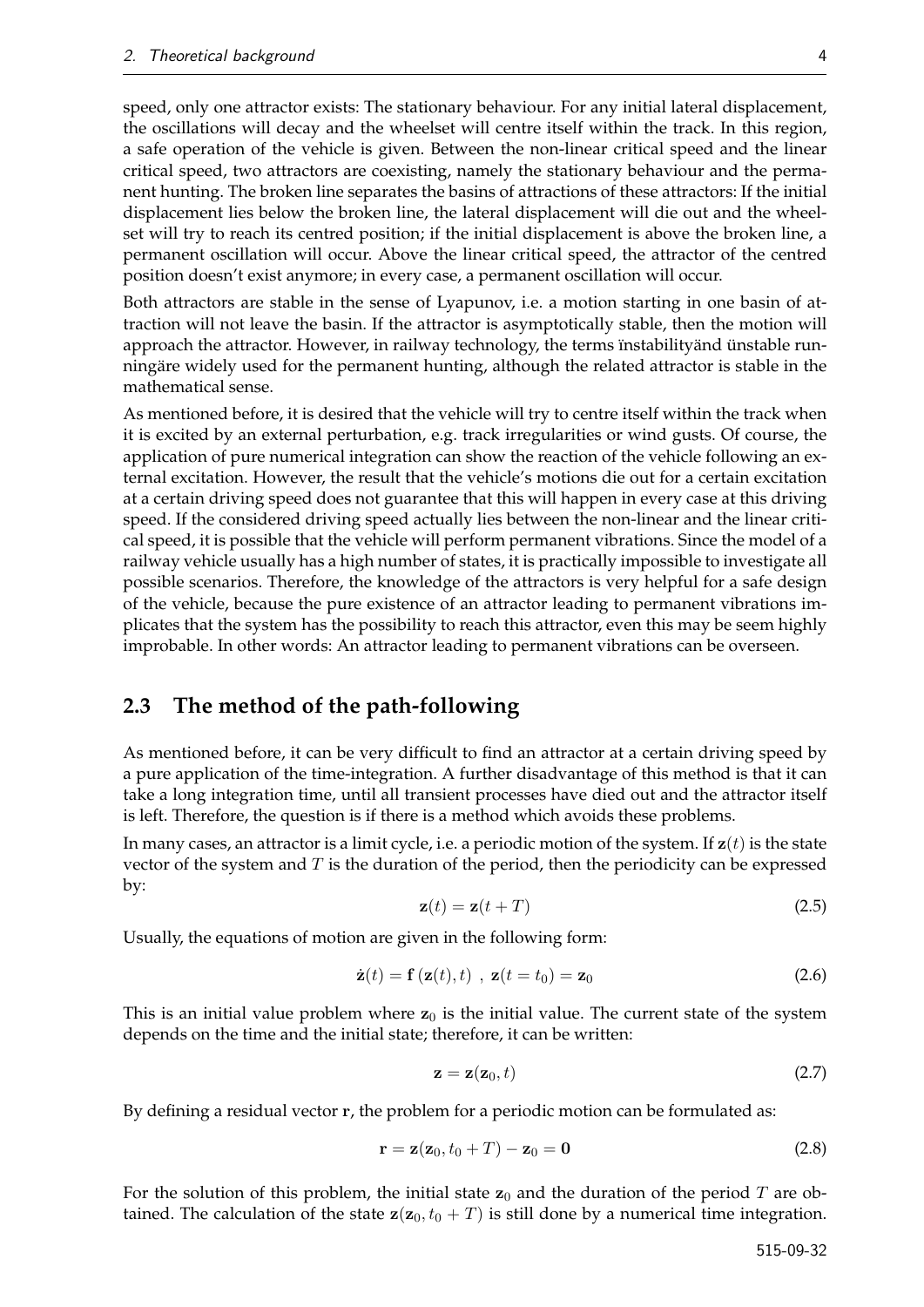speed, only one attractor exists: The stationary behaviour. For any initial lateral displacement, the oscillations will decay and the wheelset will centre itself within the track. In this region, a safe operation of the vehicle is given. Between the non-linear critical speed and the linear critical speed, two attractors are coexisting, namely the stationary behaviour and the permanent hunting. The broken line separates the basins of attractions of these attractors: If the initial displacement lies below the broken line, the lateral displacement will die out and the wheelset will try to reach its centred position; if the initial displacement is above the broken line, a permanent oscillation will occur. Above the linear critical speed, the attractor of the centred position doesn't exist anymore; in every case, a permanent oscillation will occur.

Both attractors are stable in the sense of Lyapunov, i.e. a motion starting in one basin of attraction will not leave the basin. If the attractor is asymptotically stable, then the motion will approach the attractor. However, in railway technology, the terms ïnstabilityänd ünstable runningäre widely used for the permanent hunting, although the related attractor is stable in the mathematical sense.

As mentioned before, it is desired that the vehicle will try to centre itself within the track when it is excited by an external perturbation, e.g. track irregularities or wind gusts. Of course, the application of pure numerical integration can show the reaction of the vehicle following an external excitation. However, the result that the vehicle's motions die out for a certain excitation at a certain driving speed does not guarantee that this will happen in every case at this driving speed. If the considered driving speed actually lies between the non-linear and the linear critical speed, it is possible that the vehicle will perform permanent vibrations. Since the model of a railway vehicle usually has a high number of states, it is practically impossible to investigate all possible scenarios. Therefore, the knowledge of the attractors is very helpful for a safe design of the vehicle, because the pure existence of an attractor leading to permanent vibrations implicates that the system has the possibility to reach this attractor, even this may be seem highly improbable. In other words: An attractor leading to permanent vibrations can be overseen.

## 2.3 The method of the path-following

As mentioned before, it can be very difficult to find an attractor at a certain driving speed by a pure application of the time-integration. A further disadvantage of this method is that it can take a long integration time, until all transient processes have died out and the attractor itself is left. Therefore, the question is if there is a method which avoids these problems.

In many cases, an attractor is a limit cycle, i.e. a periodic motion of the system. If $\mathbf{z}(t)$ is the state vector of the system and $T$ is the duration of the period, then the periodicity can be expressed by:

$$\mathbf{z}(t) = \mathbf{z}(t + T) \tag{2.5}$$

Usually, the equations of motion are given in the following form:

$$\dot{\mathbf{z}}(t) = \mathbf{f}\left(\mathbf{z}(t), t\right) \ , \ \mathbf{z}(t = t_0) = \mathbf{z}_0 \tag{2.6}$$

This is an initial value problem where $\mathbf{z}_0$ is the initial value. The current state of the system depends on the time and the initial state; therefore, it can be written:

$$\mathbf{z} = \mathbf{z}(\mathbf{z}_0, t) \tag{2.7}$$

By defining a residual vector $\mathbf{r}$, the problem for a periodic motion can be formulated as:

$$\mathbf{r} = \mathbf{z}(\mathbf{z}_0, t_0 + T) - \mathbf{z}_0 = \mathbf{0} \tag{2.8}$$

For the solution of this problem, the initial state $\mathbf{z}_0$ and the duration of the period $T$ are obtained. The calculation of the state $\mathbf{z}(\mathbf{z}_0, t_0 + T)$ is still done by a numerical time integration.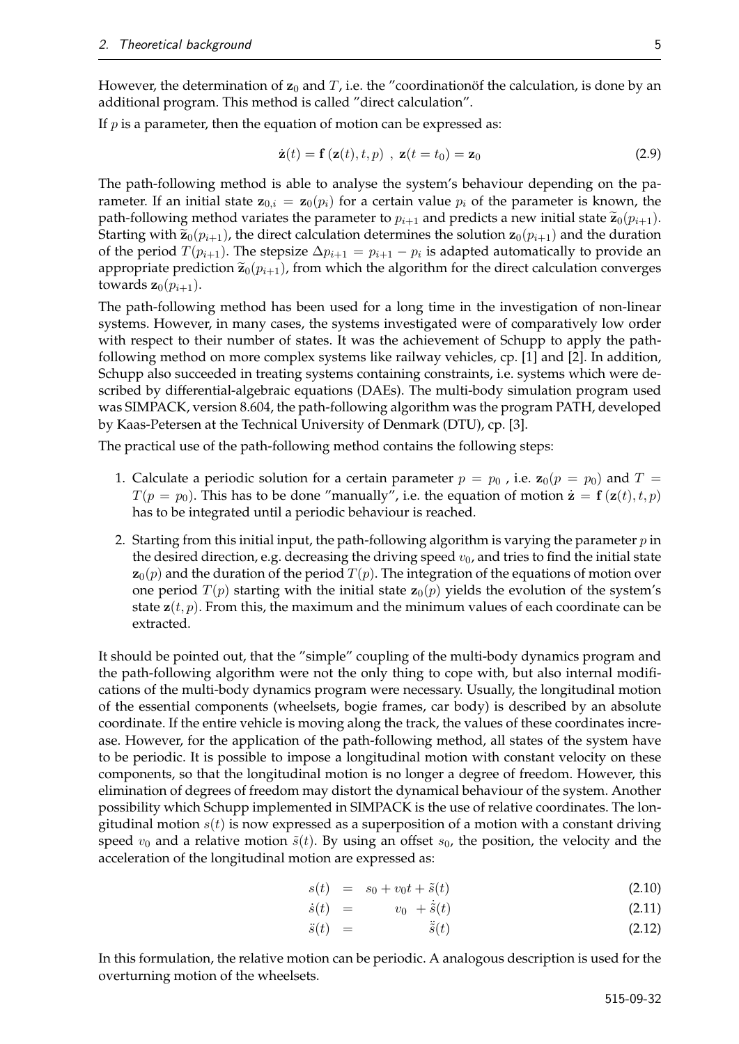However, the determination of $\mathbf{z}_0$ and $T$, i.e. the "coordinationöf the calculation, is done by an additional program. This method is called "direct calculation".

If $p$ is a parameter, then the equation of motion can be expressed as:

$$\dot{\mathbf{z}}(t) = \mathbf{f}\left(\mathbf{z}(t), t, p\right) \ , \ \mathbf{z}(t = t_0) = \mathbf{z}_0 \tag{2.9}$$

The path-following method is able to analyse the system's behaviour depending on the parameter. If an initial state $\mathbf{z}_{0,i} = \mathbf{z}_0(p_i)$ for a certain value $p_i$ of the parameter is known, the path-following method variates the parameter to $p_{i+1}$ and predicts a new initial state $\widetilde{\mathbf{z}}_0(p_{i+1})$. Starting with $\widetilde{\mathbf{z}}_0(p_{i+1})$, the direct calculation determines the solution $\mathbf{z}_0(p_{i+1})$ and the duration of the period $T(p_{i+1})$. The stepsize $\Delta p_{i+1} = p_{i+1} - p_i$ is adapted automatically to provide an appropriate prediction $\widetilde{\mathbf{z}}_0(p_{i+1})$, from which the algorithm for the direct calculation converges towards $\mathbf{z}_0(p_{i+1})$.

The path-following method has been used for a long time in the investigation of non-linear systems. However, in many cases, the systems investigated were of comparatively low order with respect to their number of states. It was the achievement of Schupp to apply the path-following method on more complex systems like railway vehicles, cp. [1] and [2]. In addition, Schupp also succeeded in treating systems containing constraints, i.e. systems which were described by differential-algebraic equations (DAEs). The multi-body simulation program used was SIMPACK, version 8.604, the path-following algorithm was the program PATH, developed by Kaas-Petersen at the Technical University of Denmark (DTU), cp. [3].

The practical use of the path-following method contains the following steps:

1. Calculate a periodic solution for a certain parameter $p = p_0$ , i.e. $\mathbf{z}_0(p = p_0)$ and $T = T(p = p_0)$. This has to be done "manually", i.e. the equation of motion $\dot{\mathbf{z}} = \mathbf{f}\left(\mathbf{z}(t), t, p\right)$ has to be integrated until a periodic behaviour is reached.
2. Starting from this initial input, the path-following algorithm is varying the parameter $p$ in the desired direction, e.g. decreasing the driving speed $v_0$, and tries to find the initial state $\mathbf{z}_0(p)$ and the duration of the period $T(p)$. The integration of the equations of motion over one period $T(p)$ starting with the initial state $\mathbf{z}_0(p)$ yields the evolution of the system's state $\mathbf{z}(t, p)$. From this, the maximum and the minimum values of each coordinate can be extracted.

It should be pointed out, that the "simple" coupling of the multi-body dynamics program and the path-following algorithm were not the only thing to cope with, but also internal modifications of the multi-body dynamics program were necessary. Usually, the longitudinal motion of the essential components (wheelsets, bogie frames, car body) is described by an absolute coordinate. If the entire vehicle is moving along the track, the values of these coordinates increase. However, for the application of the path-following method, all states of the system have to be periodic. It is possible to impose a longitudinal motion with constant velocity on these components, so that the longitudinal motion is no longer a degree of freedom. However, this elimination of degrees of freedom may distort the dynamical behaviour of the system. Another possibility which Schupp implemented in SIMPACK is the use of relative coordinates. The longitudinal motion $s(t)$ is now expressed as a superposition of a motion with a constant driving speed $v_0$ and a relative motion $\tilde{s}(t)$. By using an offset $s_0$, the position, the velocity and the acceleration of the longitudinal motion are expressed as:

$$s(t) = s_0 + v_0 t + \tilde{s}(t) \tag{2.10}$$

$$\dot{s}(t) = v_0 + \dot{\tilde{s}}(t) \tag{2.11}$$

$$\ddot{s}(t) = \ddot{\tilde{s}}(t) \tag{2.12}$$

In this formulation, the relative motion can be periodic. A analogous description is used for the overturning motion of the wheelsets.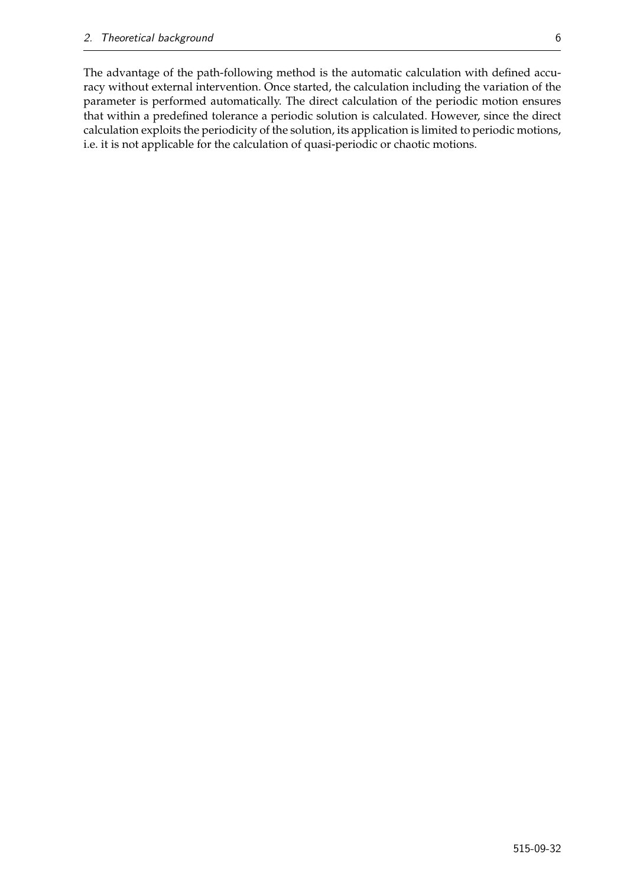The advantage of the path-following method is the automatic calculation with defined accuracy without external intervention. Once started, the calculation including the variation of the parameter is performed automatically. The direct calculation of the periodic motion ensures that within a predefined tolerance a periodic solution is calculated. However, since the direct calculation exploits the periodicity of the solution, its application is limited to periodic motions, i.e. it is not applicable for the calculation of quasi-periodic or chaotic motions.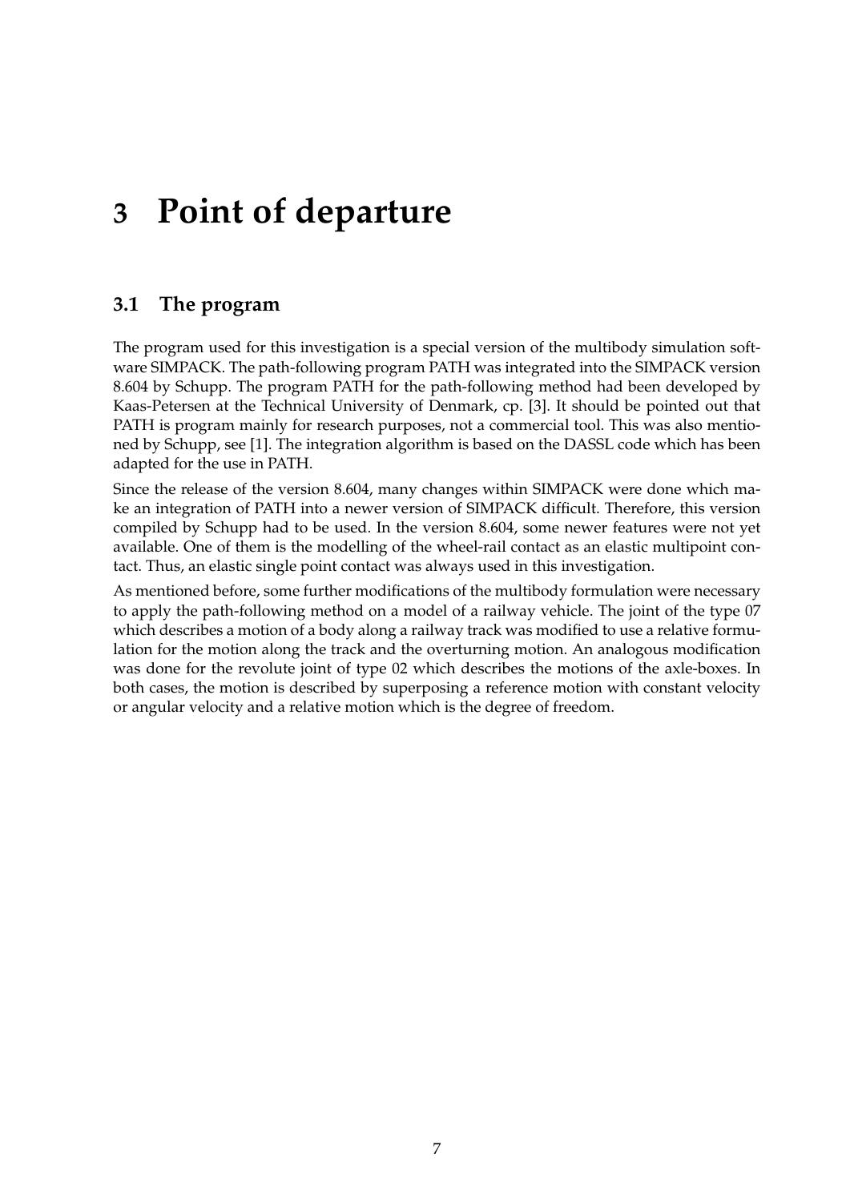# 3 Point of departure

## 3.1 The program

The program used for this investigation is a special version of the multibody simulation software SIMPACK. The path-following program PATH was integrated into the SIMPACK version 8.604 by Schupp. The program PATH for the path-following method had been developed by Kaas-Petersen at the Technical University of Denmark, cp. [3]. It should be pointed out that PATH is program mainly for research purposes, not a commercial tool. This was also mentioned by Schupp, see [1]. The integration algorithm is based on the DASSL code which has been adapted for the use in PATH.

Since the release of the version 8.604, many changes within SIMPACK were done which make an integration of PATH into a newer version of SIMPACK difficult. Therefore, this version compiled by Schupp had to be used. In the version 8.604, some newer features were not yet available. One of them is the modelling of the wheel-rail contact as an elastic multipoint contact. Thus, an elastic single point contact was always used in this investigation.

As mentioned before, some further modifications of the multibody formulation were necessary to apply the path-following method on a model of a railway vehicle. The joint of the type 07 which describes a motion of a body along a railway track was modified to use a relative formulation for the motion along the track and the overturning motion. An analogous modification was done for the revolute joint of type 02 which describes the motions of the axle-boxes. In both cases, the motion is described by superposing a reference motion with constant velocity or angular velocity and a relative motion which is the degree of freedom.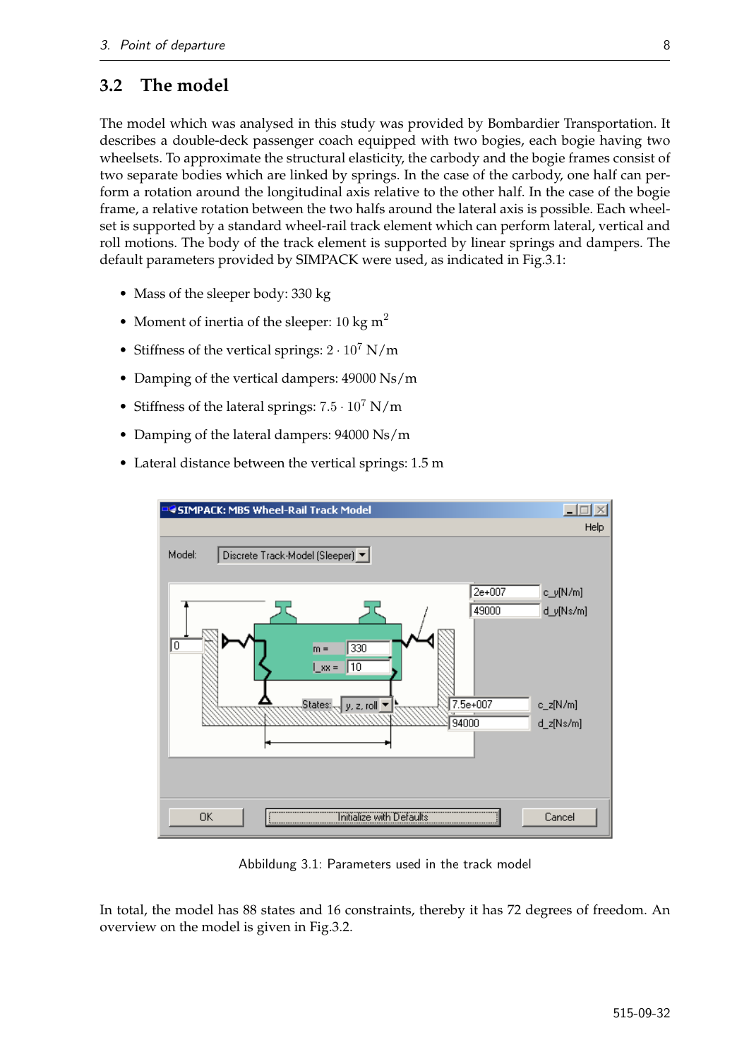## 3.2 The model

The model which was analysed in this study was provided by Bombardier Transportation. It describes a double-deck passenger coach equipped with two bogies, each bogie having two wheelsets. To approximate the structural elasticity, the carbody and the bogie frames consist of two separate bodies which are linked by springs. In the case of the carbody, one half can perform a rotation around the longitudinal axis relative to the other half. In the case of the bogie frame, a relative rotation between the two halfs around the lateral axis is possible. Each wheelset is supported by a standard wheel-rail track element which can perform lateral, vertical and roll motions. The body of the track element is supported by linear springs and dampers. The default parameters provided by SIMPACK were used, as indicated in Fig.3.1:

- Mass of the sleeper body: 330 kg
- Moment of inertia of the sleeper: 10 kg $m^2$
- Stiffness of the vertical springs: $2 \cdot 10^7$ N/m
- Damping of the vertical dampers: 49000 Ns/m
- Stiffness of the lateral springs: $7.5 \cdot 10^7$ N/m
- Damping of the lateral dampers: 94000 Ns/m
- Lateral distance between the vertical springs: 1.5 m

Abbildung 3.1: Parameters used in the track model

In total, the model has 88 states and 16 constraints, thereby it has 72 degrees of freedom. An overview on the model is given in Fig.3.2.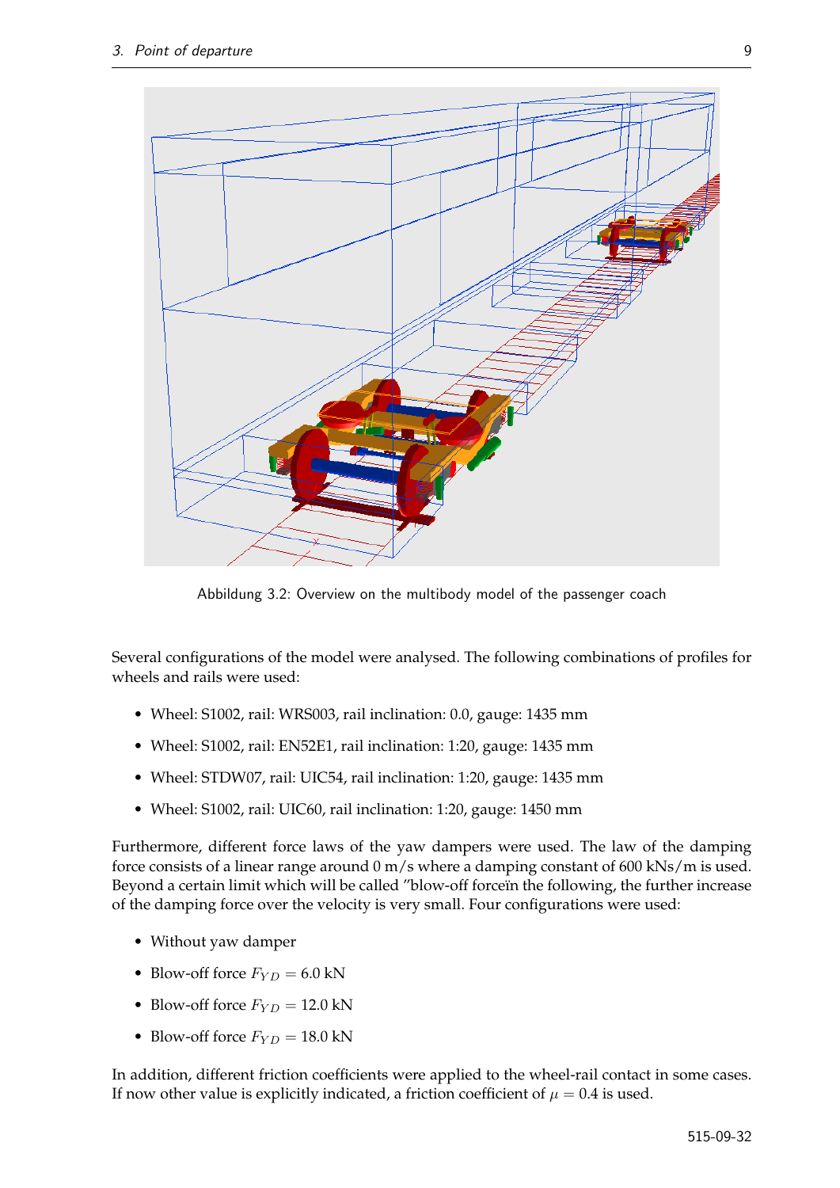Abbildung 3.2: Overview on the multibody model of the passenger coach

Several configurations of the model were analysed. The following combinations of profiles for wheels and rails were used:

- Wheel: S1002, rail: WRS003, rail inclination: 0.0, gauge: 1435 mm
- Wheel: S1002, rail: EN52E1, rail inclination: 1:20, gauge: 1435 mm
- Wheel: STDW07, rail: UIC54, rail inclination: 1:20, gauge: 1435 mm
- Wheel: S1002, rail: UIC60, rail inclination: 1:20, gauge: 1450 mm

Furthermore, different force laws of the yaw dampers were used. The law of the damping force consists of a linear range around 0 m/s where a damping constant of 600 kNs/m is used. Beyond a certain limit which will be called "blow-off forceïn the following, the further increase of the damping force over the velocity is very small. Four configurations were used:

- Without yaw damper
- Blow-off force $F_{YD} = 6.0$ kN
- Blow-off force $F_{YD} = 12.0$ kN
- Blow-off force $F_{YD} = 18.0$ kN

In addition, different friction coefficients were applied to the wheel-rail contact in some cases. If now other value is explicitly indicated, a friction coefficient of $\mu = 0.4$ is used.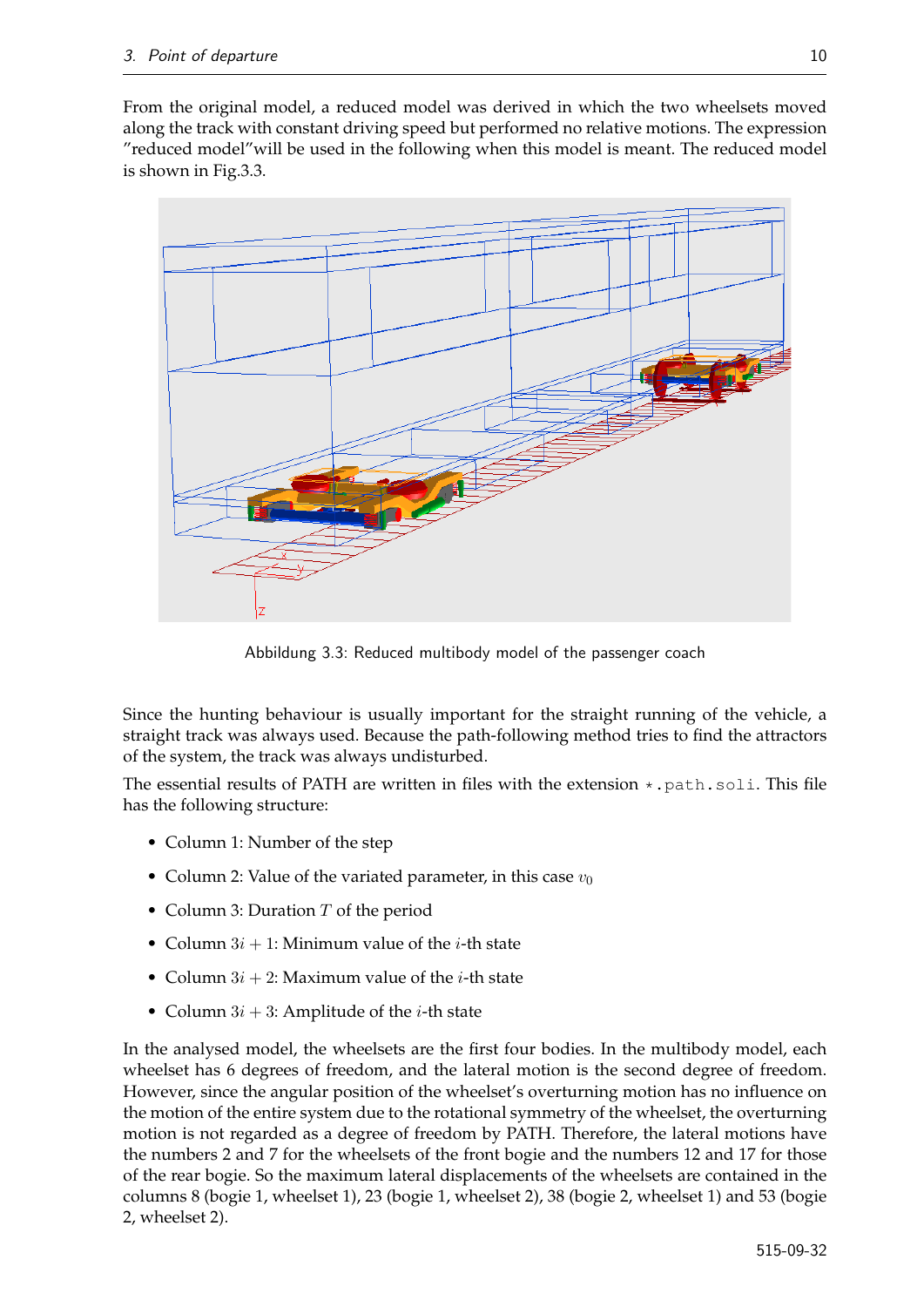From the original model, a reduced model was derived in which the two wheelsets moved along the track with constant driving speed but performed no relative motions. The expression ”reduced model”will be used in the following when this model is meant. The reduced model is shown in Fig.3.3.

Abbildung 3.3: Reduced multibody model of the passenger coach

Since the hunting behaviour is usually important for the straight running of the vehicle, a straight track was always used. Because the path-following method tries to find the attractors of the system, the track was always undisturbed.

The essential results of PATH are written in files with the extension `*.path.soli`. This file has the following structure:

- Column 1: Number of the step
- Column 2: Value of the variated parameter, in this case $v_0$
- Column 3: Duration $T$ of the period
- Column $3i + 1$: Minimum value of the $i$-th state
- Column $3i + 2$: Maximum value of the $i$-th state
- Column $3i + 3$: Amplitude of the $i$-th state

In the analysed model, the wheelsets are the first four bodies. In the multibody model, each wheelset has 6 degrees of freedom, and the lateral motion is the second degree of freedom. However, since the angular position of the wheelset's overturning motion has no influence on the motion of the entire system due to the rotational symmetry of the wheelset, the overturning motion is not regarded as a degree of freedom by PATH. Therefore, the lateral motions have the numbers 2 and 7 for the wheelsets of the front bogie and the numbers 12 and 17 for those of the rear bogie. So the maximum lateral displacements of the wheelsets are contained in the columns 8 (bogie 1, wheelset 1), 23 (bogie 1, wheelset 2), 38 (bogie 2, wheelset 1) and 53 (bogie 2, wheelset 2).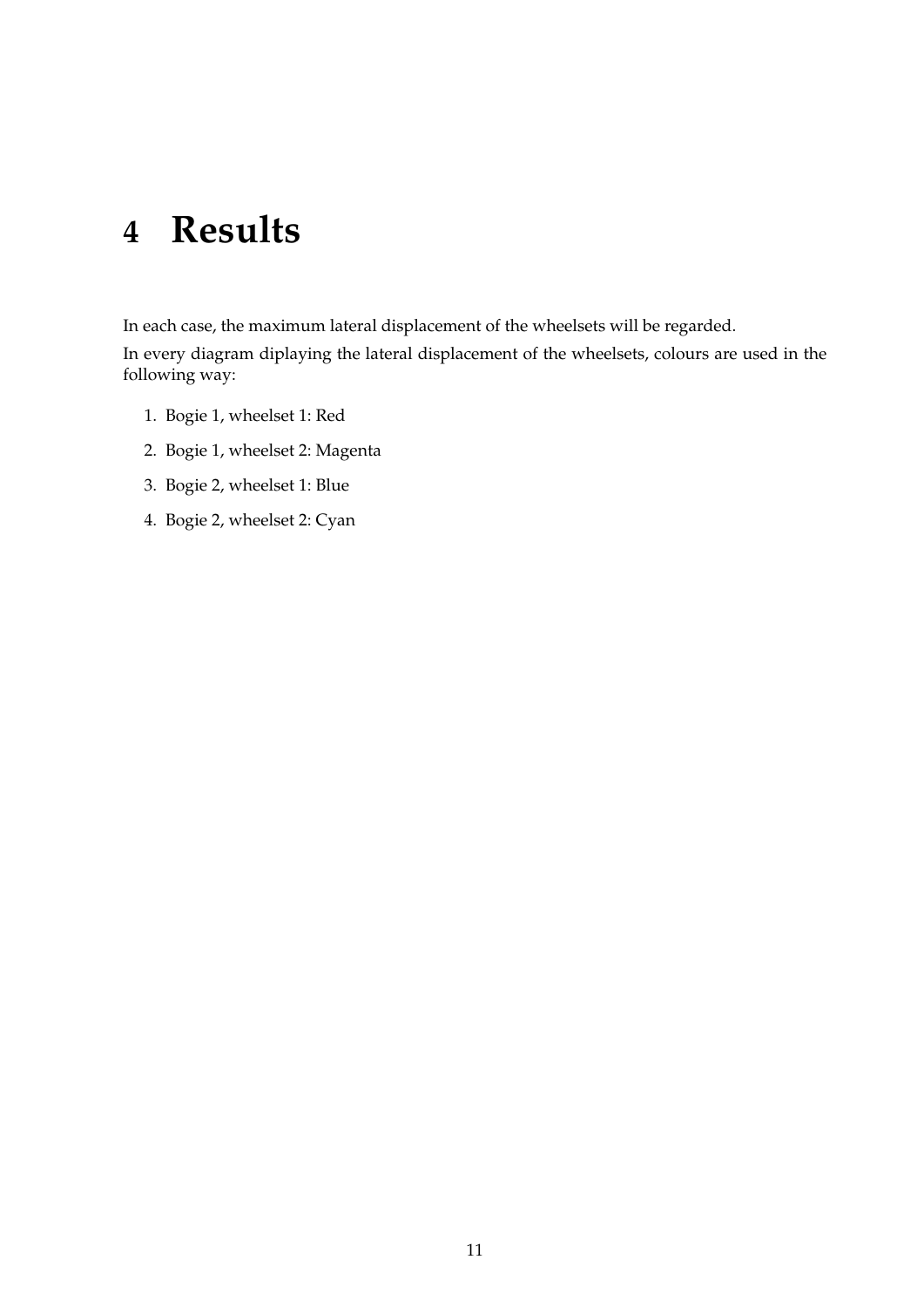# 4 Results

In each case, the maximum lateral displacement of the wheelsets will be regarded.

In every diagram diplaying the lateral displacement of the wheelsets, colours are used in the following way:

1. Bogie 1, wheelset 1: Red
2. Bogie 1, wheelset 2: Magenta
3. Bogie 2, wheelset 1: Blue
4. Bogie 2, wheelset 2: Cyan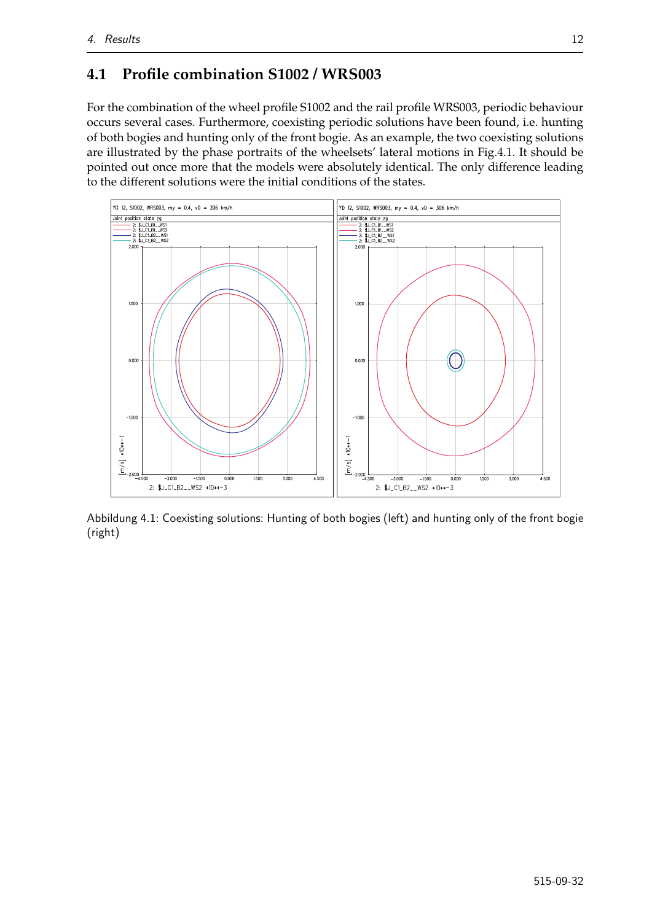## 4.1 Profile combination S1002 / WRS003

For the combination of the wheel profile S1002 and the rail profile WRS003, periodic behaviour occurs several cases. Furthermore, coexisting periodic solutions have been found, i.e. hunting of both bogies and hunting only of the front bogie. As an example, the two coexisting solutions are illustrated by the phase portraits of the wheelsets' lateral motions in Fig.4.1. It should be pointed out once more that the models were absolutely identical. The only difference leading to the different solutions were the initial conditions of the states.

Abbildung 4.1: Coexisting solutions: Hunting of both bogies (left) and hunting only of the front bogie (right)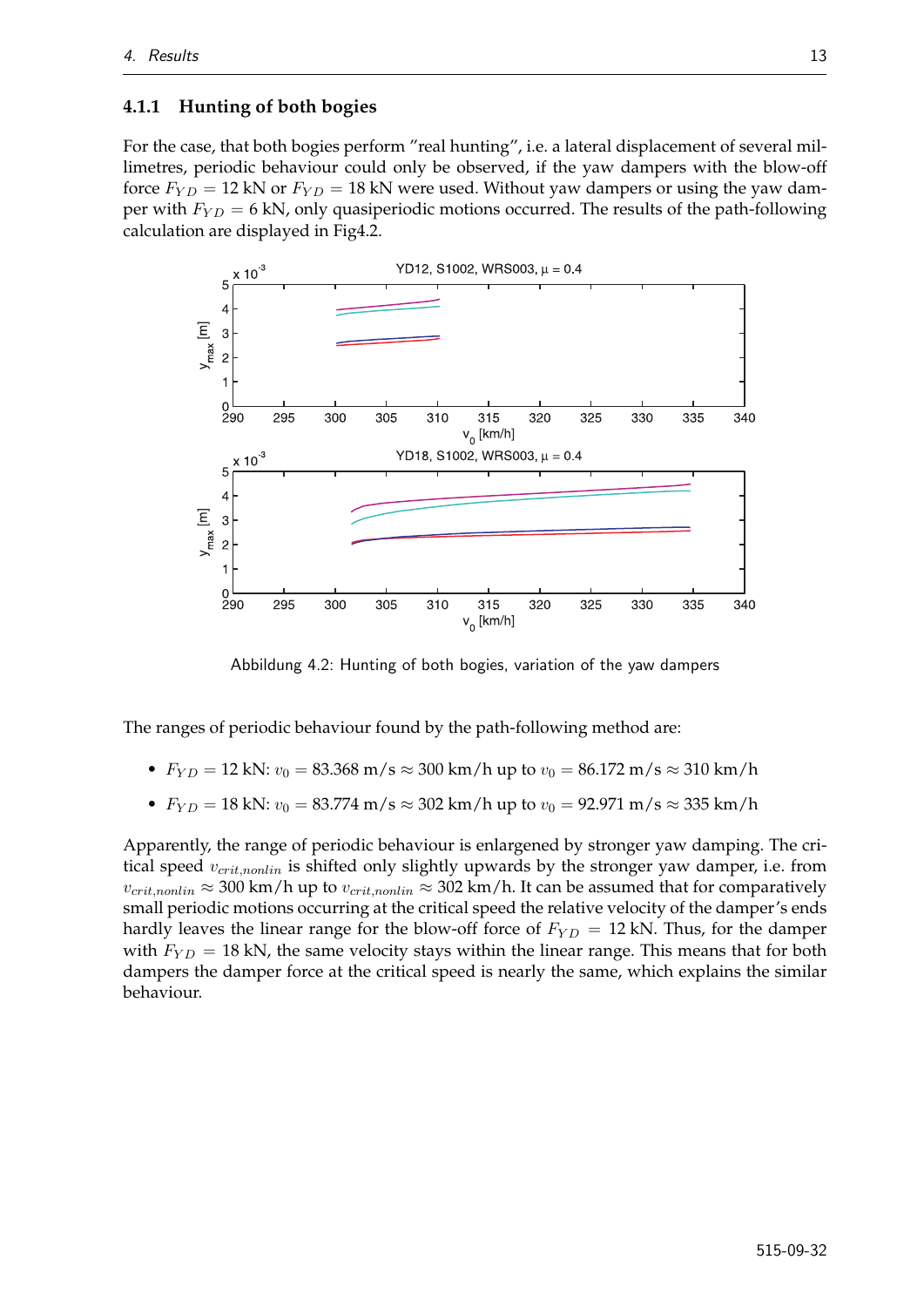### 4.1.1 Hunting of both bogies

For the case, that both bogies perform "real hunting", i.e. a lateral displacement of several millimetres, periodic behaviour could only be observed, if the yaw dampers with the blow-off force $F_{YD} = 12$ kN or $F_{YD} = 18$ kN were used. Without yaw dampers or using the yaw damper with $F_{YD} = 6$ kN, only quasiperiodic motions occurred. The results of the path-following calculation are displayed in Fig4.2.

Abbildung 4.2: Hunting of both bogies, variation of the yaw dampers

The ranges of periodic behaviour found by the path-following method are:

- $F_{YD} = 12$ kN: $v_0 = 83.368$ m/s $\approx 300$ km/h up to $v_0 = 86.172$ m/s $\approx 310$ km/h
- $F_{YD} = 18$ kN: $v_0 = 83.774$ m/s $\approx 302$ km/h up to $v_0 = 92.971$ m/s $\approx 335$ km/h

Apparently, the range of periodic behaviour is enlargened by stronger yaw damping. The critical speed $v_{crit,nonlin}$ is shifted only slightly upwards by the stronger yaw damper, i.e. from $v_{crit,nonlin} \approx 300$ km/h up to $v_{crit,nonlin} \approx 302$ km/h. It can be assumed that for comparatively small periodic motions occurring at the critical speed the relative velocity of the damper's ends hardly leaves the linear range for the blow-off force of $F_{YD} = 12$ kN. Thus, for the damper with $F_{YD} = 18$ kN, the same velocity stays within the linear range. This means that for both dampers the damper force at the critical speed is nearly the same, which explains the similar behaviour.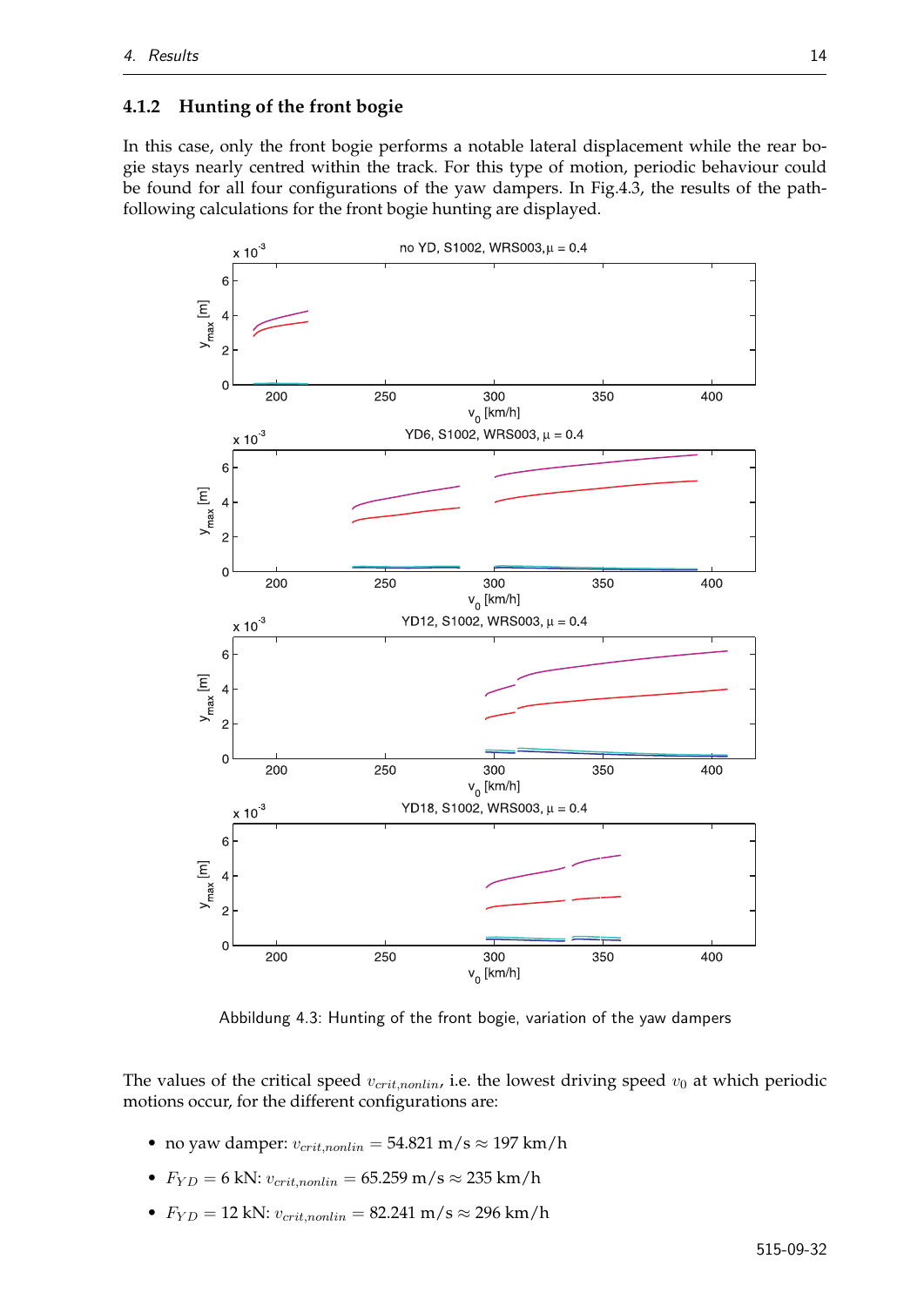### 4.1.2 Hunting of the front bogie

In this case, only the front bogie performs a notable lateral displacement while the rear bogie stays nearly centred within the track. For this type of motion, periodic behaviour could be found for all four configurations of the yaw dampers. In Fig.4.3, the results of the path-following calculations for the front bogie hunting are displayed.

Abbildung 4.3: Hunting of the front bogie, variation of the yaw dampers

The values of the critical speed $v_{crit,nonlin}$, i.e. the lowest driving speed $v_0$ at which periodic motions occur, for the different configurations are:

- no yaw damper: $v_{crit,nonlin} = 54.821$ m/s $\approx$ 197 km/h
- $F_{YD} = 6$ kN: $v_{crit,nonlin} = 65.259$ m/s $\approx$ 235 km/h
- $F_{YD} = 12$ kN: $v_{crit,nonlin} = 82.241$ m/s $\approx$ 296 km/h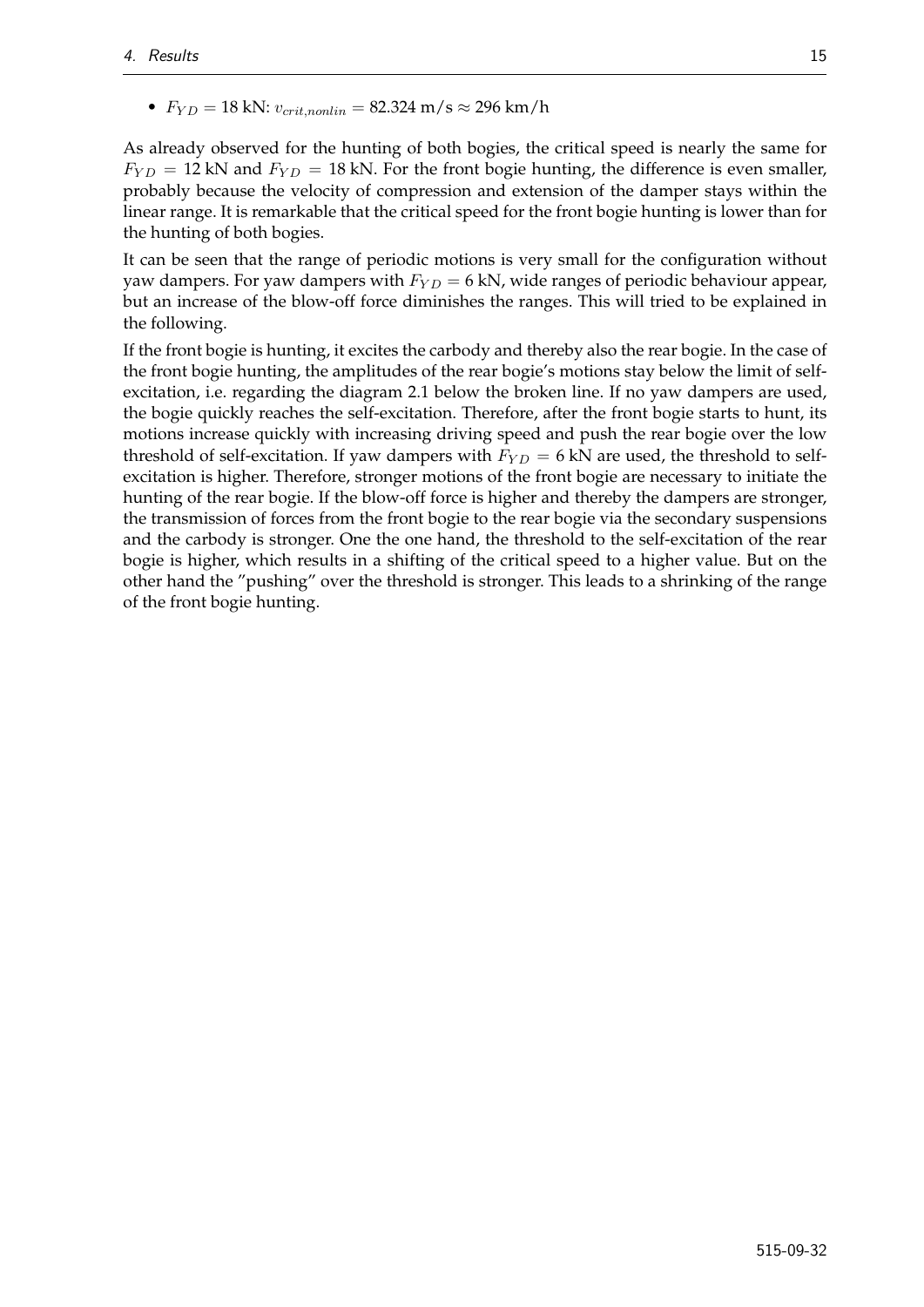- $F_{YD} = 18$ kN: $v_{crit,nonlin} = 82.324$ m/s $\approx 296$ km/h

As already observed for the hunting of both bogies, the critical speed is nearly the same for $F_{YD} = 12$ kN and $F_{YD} = 18$ kN. For the front bogie hunting, the difference is even smaller, probably because the velocity of compression and extension of the damper stays within the linear range. It is remarkable that the critical speed for the front bogie hunting is lower than for the hunting of both bogies.

It can be seen that the range of periodic motions is very small for the configuration without yaw dampers. For yaw dampers with $F_{YD} = 6$ kN, wide ranges of periodic behaviour appear, but an increase of the blow-off force diminishes the ranges. This will tried to be explained in the following.

If the front bogie is hunting, it excites the carbody and thereby also the rear bogie. In the case of the front bogie hunting, the amplitudes of the rear bogie's motions stay below the limit of self-excitation, i.e. regarding the diagram 2.1 below the broken line. If no yaw dampers are used, the bogie quickly reaches the self-excitation. Therefore, after the front bogie starts to hunt, its motions increase quickly with increasing driving speed and push the rear bogie over the low threshold of self-excitation. If yaw dampers with $F_{YD} = 6$ kN are used, the threshold to self-excitation is higher. Therefore, stronger motions of the front bogie are necessary to initiate the hunting of the rear bogie. If the blow-off force is higher and thereby the dampers are stronger, the transmission of forces from the front bogie to the rear bogie via the secondary suspensions and the carbody is stronger. One the one hand, the threshold to the self-excitation of the rear bogie is higher, which results in a shifting of the critical speed to a higher value. But on the other hand the "pushing" over the threshold is stronger. This leads to a shrinking of the range of the front bogie hunting.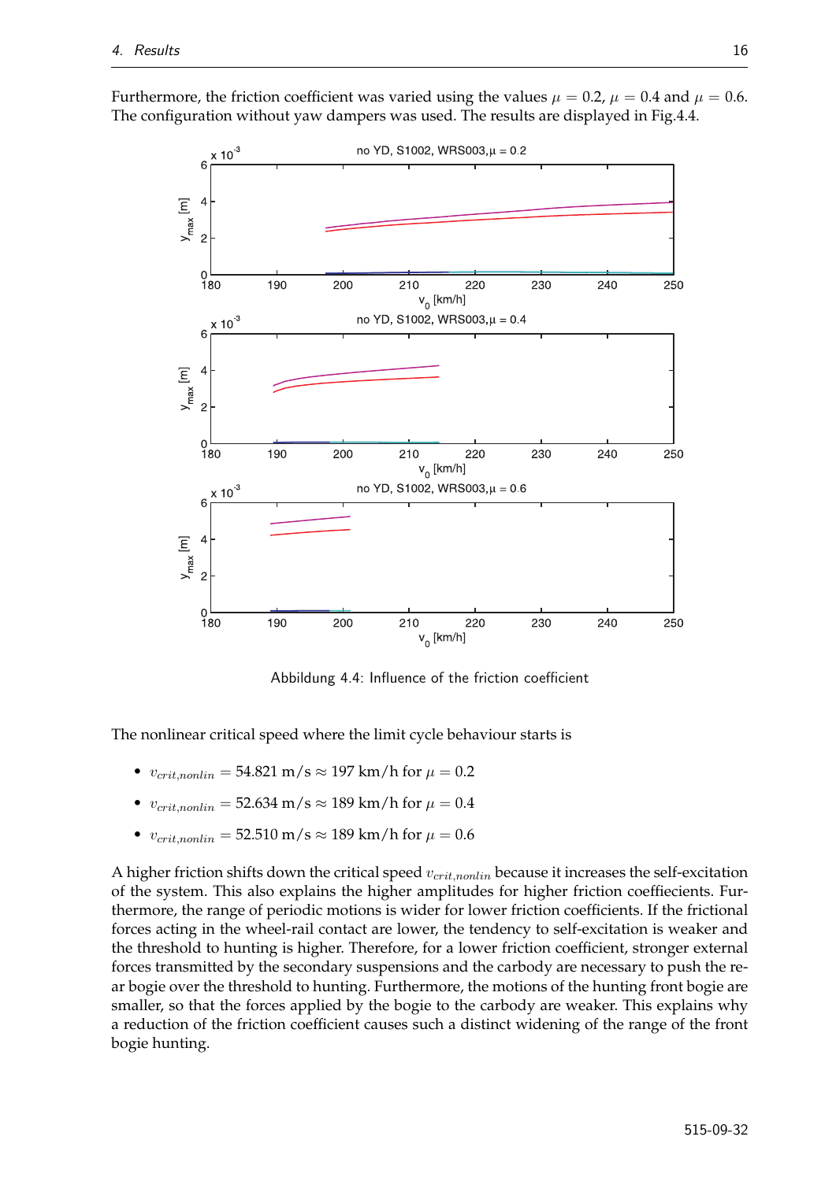Furthermore, the friction coefficient was varied using the values $\mu = 0.2$, $\mu = 0.4$ and $\mu = 0.6$. The configuration without yaw dampers was used. The results are displayed in Fig.4.4.

Abbildung 4.4: Influence of the friction coefficient

The nonlinear critical speed where the limit cycle behaviour starts is

- $v_{crit,nonlin} = 54.821$ m/s $\approx 197$ km/h for $\mu = 0.2$
- $v_{crit,nonlin} = 52.634$ m/s $\approx 189$ km/h for $\mu = 0.4$
- $v_{crit,nonlin} = 52.510$ m/s $\approx 189$ km/h for $\mu = 0.6$

A higher friction shifts down the critical speed $v_{crit,nonlin}$ because it increases the self-excitation of the system. This also explains the higher amplitudes for higher friction coeffiecients. Furthermore, the range of periodic motions is wider for lower friction coefficients. If the frictional forces acting in the wheel-rail contact are lower, the tendency to self-excitation is weaker and the threshold to hunting is higher. Therefore, for a lower friction coefficient, stronger external forces transmitted by the secondary suspensions and the carbody are necessary to push the rear bogie over the threshold to hunting. Furthermore, the motions of the hunting front bogie are smaller, so that the forces applied by the bogie to the carbody are weaker. This explains why a reduction of the friction coefficient causes such a distinct widening of the range of the front bogie hunting.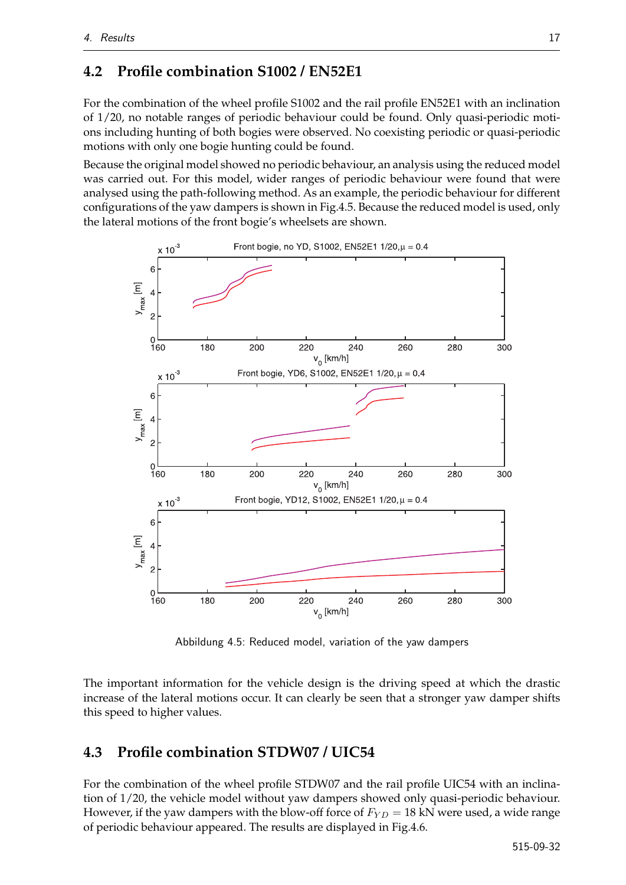## 4.2 Profile combination S1002 / EN52E1

For the combination of the wheel profile S1002 and the rail profile EN52E1 with an inclination of 1/20, no notable ranges of periodic behaviour could be found. Only quasi-periodic motions including hunting of both bogies were observed. No coexisting periodic or quasi-periodic motions with only one bogie hunting could be found.

Because the original model showed no periodic behaviour, an analysis using the reduced model was carried out. For this model, wider ranges of periodic behaviour were found that were analysed using the path-following method. As an example, the periodic behaviour for different configurations of the yaw dampers is shown in Fig.4.5. Because the reduced model is used, only the lateral motions of the front bogie's wheelsets are shown.

Abbildung 4.5: Reduced model, variation of the yaw dampers

The important information for the vehicle design is the driving speed at which the drastic increase of the lateral motions occur. It can clearly be seen that a stronger yaw damper shifts this speed to higher values.

## 4.3 Profile combination STDW07 / UIC54

For the combination of the wheel profile STDW07 and the rail profile UIC54 with an inclination of 1/20, the vehicle model without yaw dampers showed only quasi-periodic behaviour. However, if the yaw dampers with the blow-off force of $F_{YD} = 18$ kN were used, a wide range of periodic behaviour appeared. The results are displayed in Fig.4.6.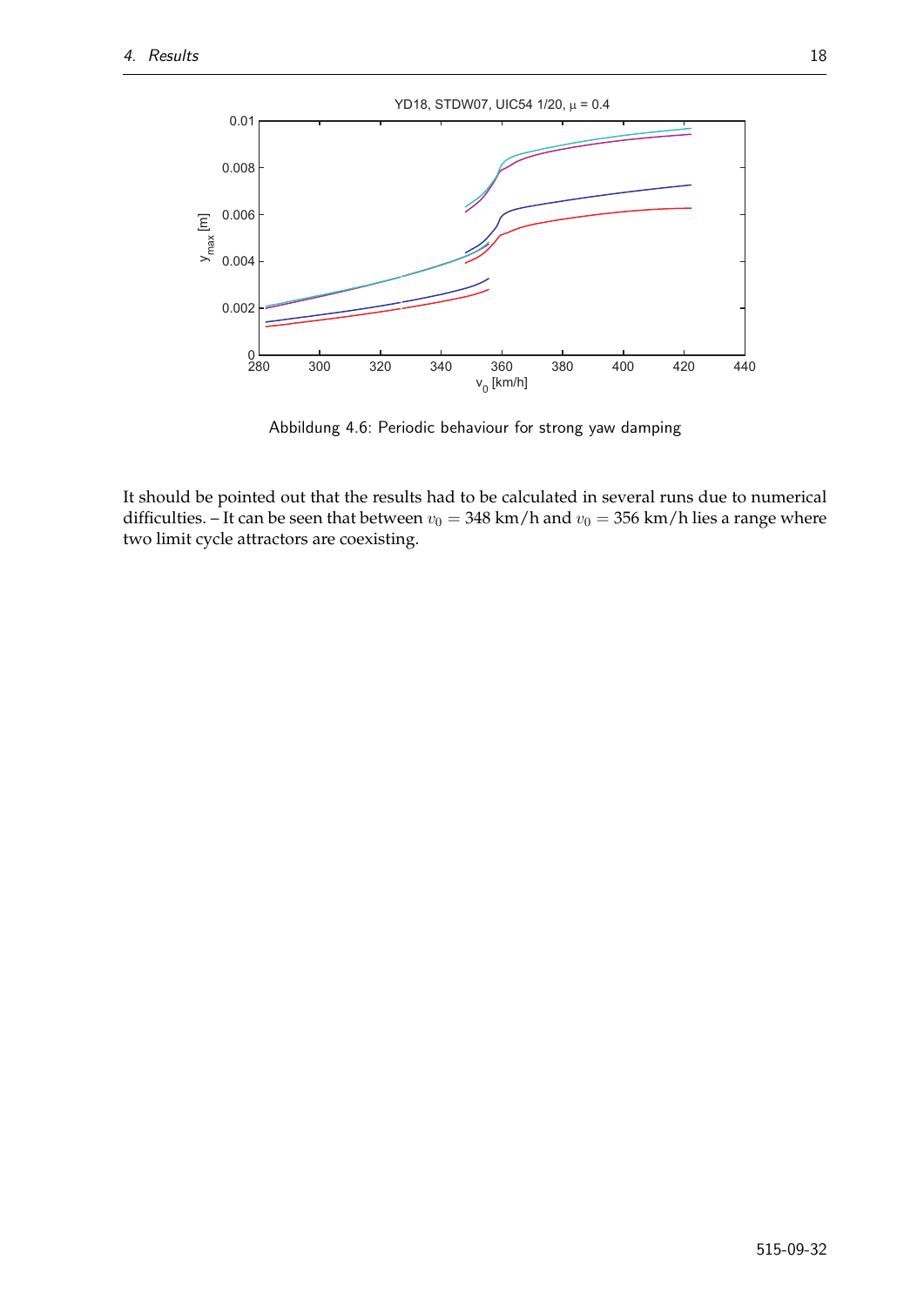Abbildung 4.6: Periodic behaviour for strong yaw damping

It should be pointed out that the results had to be calculated in several runs due to numerical difficulties. – It can be seen that between $v_0 = 348$ km/h and $v_0 = 356$ km/h lies a range where two limit cycle attractors are coexisting.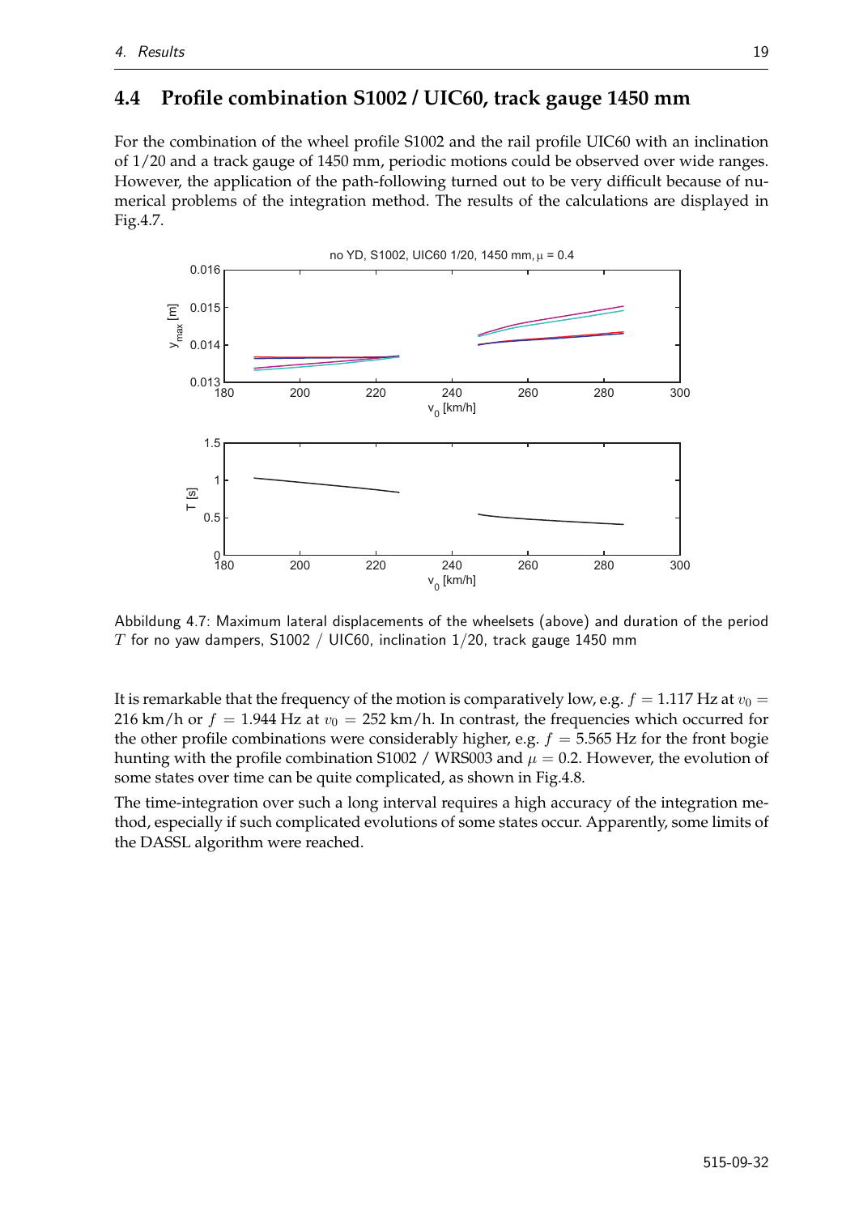## 4.4 Profile combination S1002 / UIC60, track gauge 1450 mm

For the combination of the wheel profile S1002 and the rail profile UIC60 with an inclination of 1/20 and a track gauge of 1450 mm, periodic motions could be observed over wide ranges. However, the application of the path-following turned out to be very difficult because of numerical problems of the integration method. The results of the calculations are displayed in Fig.4.7.

Abbildung 4.7: Maximum lateral displacements of the wheelsets (above) and duration of the period $T$ for no yaw dampers, S1002 / UIC60, inclination 1/20, track gauge 1450 mm

It is remarkable that the frequency of the motion is comparatively low, e.g. $f = 1.117$ Hz at $v_0 =$ 216 km/h or $f = 1.944$ Hz at $v_0 = 252$ km/h. In contrast, the frequencies which occurred for the other profile combinations were considerably higher, e.g. $f = 5.565$ Hz for the front bogie hunting with the profile combination S1002 / WRS003 and $\mu = 0.2$. However, the evolution of some states over time can be quite complicated, as shown in Fig.4.8.

The time-integration over such a long interval requires a high accuracy of the integration method, especially if such complicated evolutions of some states occur. Apparently, some limits of the DASSL algorithm were reached.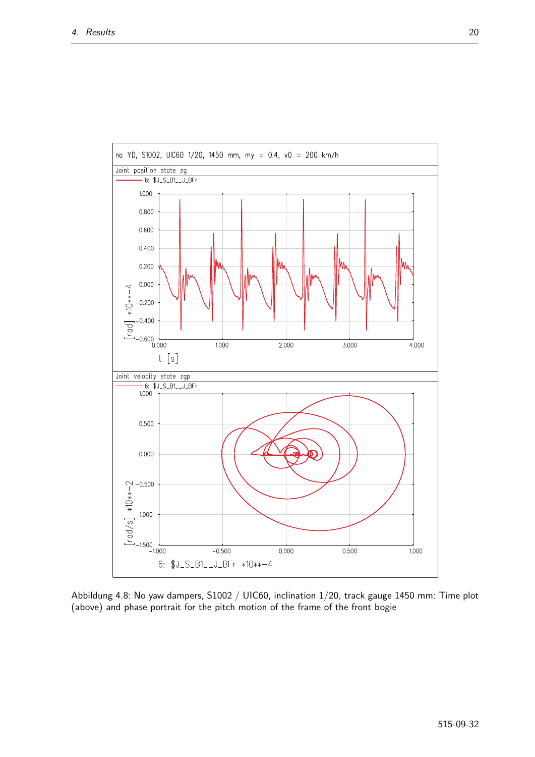Abbildung 4.8: No yaw dampers, S1002 / UIC60, inclination 1/20, track gauge 1450 mm: Time plot (above) and phase portrait for the pitch motion of the frame of the front bogie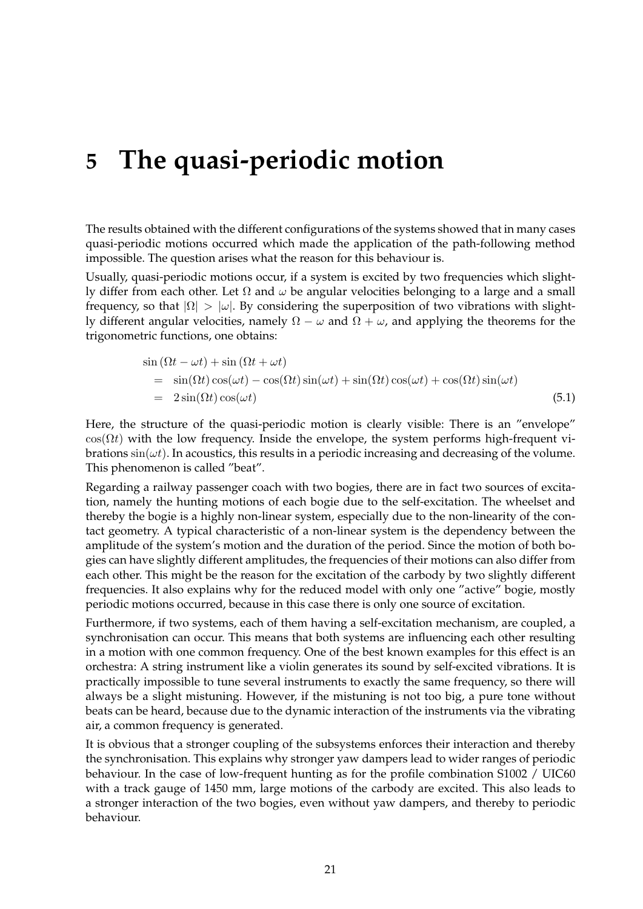# 5 The quasi-periodic motion

The results obtained with the different configurations of the systems showed that in many cases quasi-periodic motions occurred which made the application of the path-following method impossible. The question arises what the reason for this behaviour is.

Usually, quasi-periodic motions occur, if a system is excited by two frequencies which slightly differ from each other. Let $\Omega$ and $\omega$ be angular velocities belonging to a large and a small frequency, so that $|\Omega| > |\omega|$. By considering the superposition of two vibrations with slightly different angular velocities, namely $\Omega - \omega$ and $\Omega + \omega$, and applying the theorems for the trigonometric functions, one obtains:

$$
\begin{aligned}
& \sin(\Omega t - \omega t) + \sin(\Omega t + \omega t) \\
&= \sin(\Omega t)\cos(\omega t) - \cos(\Omega t)\sin(\omega t) + \sin(\Omega t)\cos(\omega t) + \cos(\Omega t)\sin(\omega t) \\
&= 2\sin(\Omega t)\cos(\omega t)
\end{aligned}
\tag{5.1}
$$

Here, the structure of the quasi-periodic motion is clearly visible: There is an "envelope" $\cos(\Omega t)$ with the low frequency. Inside the envelope, the system performs high-frequent vibrations $\sin(\omega t)$. In acoustics, this results in a periodic increasing and decreasing of the volume. This phenomenon is called "beat".

Regarding a railway passenger coach with two bogies, there are in fact two sources of excitation, namely the hunting motions of each bogie due to the self-excitation. The wheelset and thereby the bogie is a highly non-linear system, especially due to the non-linearity of the contact geometry. A typical characteristic of a non-linear system is the dependency between the amplitude of the system's motion and the duration of the period. Since the motion of both bogies can have slightly different amplitudes, the frequencies of their motions can also differ from each other. This might be the reason for the excitation of the carbody by two slightly different frequencies. It also explains why for the reduced model with only one "active" bogie, mostly periodic motions occurred, because in this case there is only one source of excitation.

Furthermore, if two systems, each of them having a self-excitation mechanism, are coupled, a synchronisation can occur. This means that both systems are influencing each other resulting in a motion with one common frequency. One of the best known examples for this effect is an orchestra: A string instrument like a violin generates its sound by self-excited vibrations. It is practically impossible to tune several instruments to exactly the same frequency, so there will always be a slight mistuning. However, if the mistuning is not too big, a pure tone without beats can be heard, because due to the dynamic interaction of the instruments via the vibrating air, a common frequency is generated.

It is obvious that a stronger coupling of the subsystems enforces their interaction and thereby the synchronisation. This explains why stronger yaw dampers lead to wider ranges of periodic behaviour. In the case of low-frequent hunting as for the profile combination S1002 / UIC60 with a track gauge of 1450 mm, large motions of the carbody are excited. This also leads to a stronger interaction of the two bogies, even without yaw dampers, and thereby to periodic behaviour.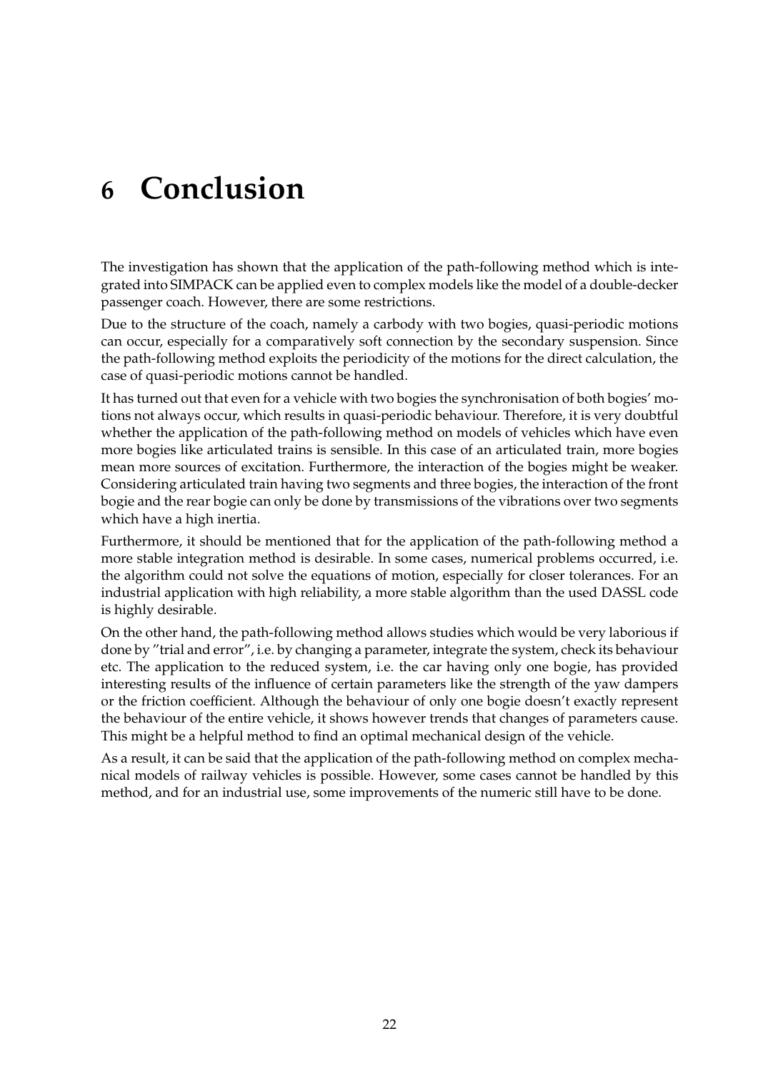# 6 Conclusion

The investigation has shown that the application of the path-following method which is integrated into SIMPACK can be applied even to complex models like the model of a double-decker passenger coach. However, there are some restrictions.

Due to the structure of the coach, namely a carbody with two bogies, quasi-periodic motions can occur, especially for a comparatively soft connection by the secondary suspension. Since the path-following method exploits the periodicity of the motions for the direct calculation, the case of quasi-periodic motions cannot be handled.

It has turned out that even for a vehicle with two bogies the synchronisation of both bogies' motions not always occur, which results in quasi-periodic behaviour. Therefore, it is very doubtful whether the application of the path-following method on models of vehicles which have even more bogies like articulated trains is sensible. In this case of an articulated train, more bogies mean more sources of excitation. Furthermore, the interaction of the bogies might be weaker. Considering articulated train having two segments and three bogies, the interaction of the front bogie and the rear bogie can only be done by transmissions of the vibrations over two segments which have a high inertia.

Furthermore, it should be mentioned that for the application of the path-following method a more stable integration method is desirable. In some cases, numerical problems occurred, i.e. the algorithm could not solve the equations of motion, especially for closer tolerances. For an industrial application with high reliability, a more stable algorithm than the used DASSL code is highly desirable.

On the other hand, the path-following method allows studies which would be very laborious if done by "trial and error", i.e. by changing a parameter, integrate the system, check its behaviour etc. The application to the reduced system, i.e. the car having only one bogie, has provided interesting results of the influence of certain parameters like the strength of the yaw dampers or the friction coefficient. Although the behaviour of only one bogie doesn't exactly represent the behaviour of the entire vehicle, it shows however trends that changes of parameters cause. This might be a helpful method to find an optimal mechanical design of the vehicle.

As a result, it can be said that the application of the path-following method on complex mechanical models of railway vehicles is possible. However, some cases cannot be handled by this method, and for an industrial use, some improvements of the numeric still have to be done.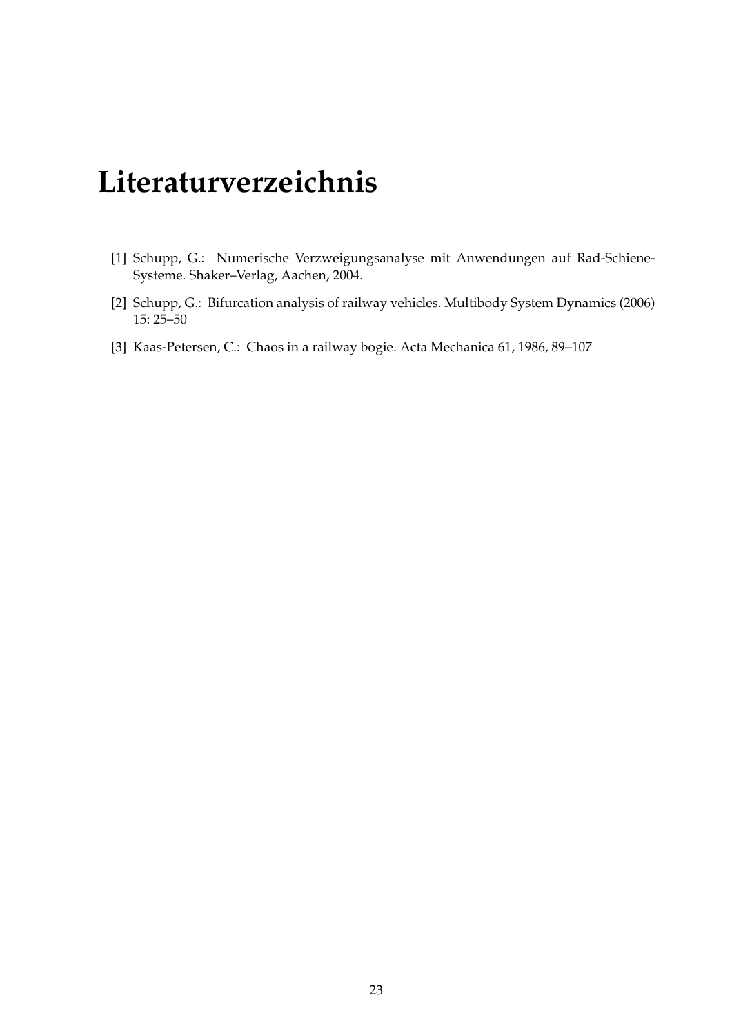# Literaturverzeichnis

[1] Schupp, G.: Numerische Verzweigungsanalyse mit Anwendungen auf Rad-Schiene-Systeme. Shaker–Verlag, Aachen, 2004.

[2] Schupp, G.: Bifurcation analysis of railway vehicles. Multibody System Dynamics (2006) 15: 25–50

[3] Kaas-Petersen, C.: Chaos in a railway bogie. Acta Mechanica 61, 1986, 89–107